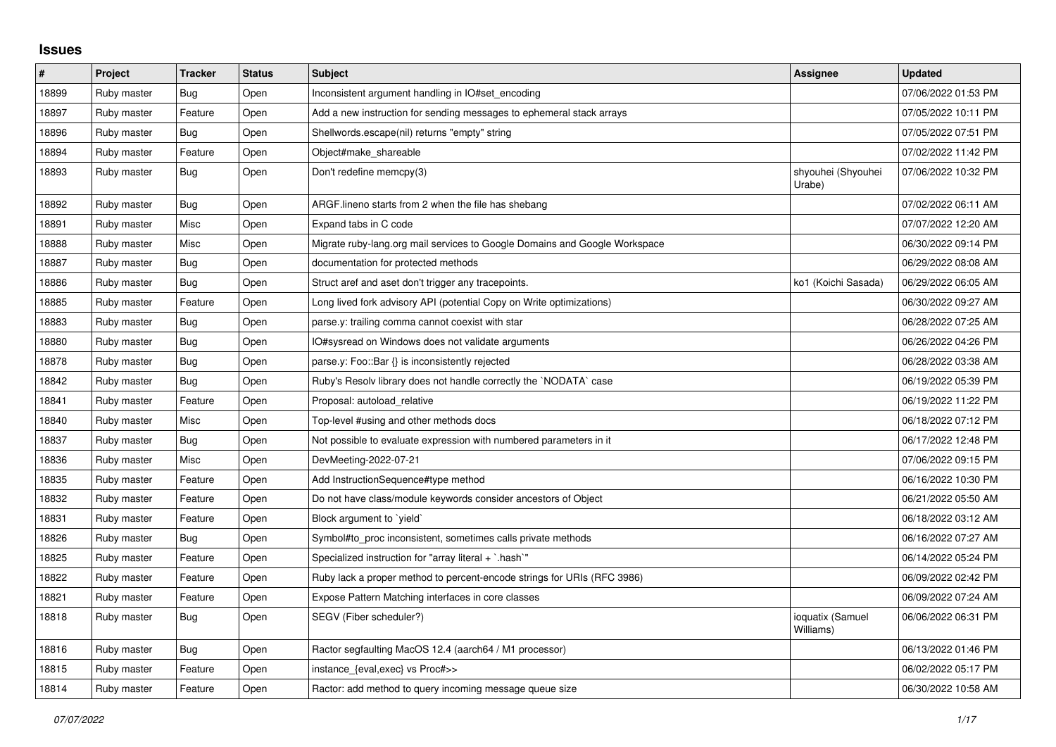## Issues

| # | Project | Tracker | Status | Subject | Assignee | Updated |
| --- | --- | --- | --- | --- | --- | --- |
| 18899 | Ruby master | Bug | Open | Inconsistent argument handling in IO#set_encoding | | 07/06/2022 01:53 PM |
| 18897 | Ruby master | Feature | Open | Add a new instruction for sending messages to ephemeral stack arrays | | 07/05/2022 10:11 PM |
| 18896 | Ruby master | Bug | Open | Shellwords.escape(nil) returns "empty" string | | 07/05/2022 07:51 PM |
| 18894 | Ruby master | Feature | Open | Object#make_shareable | | 07/02/2022 11:42 PM |
| 18893 | Ruby master | Bug | Open | Don't redefine memcpy(3) | shyouhei (Shyouhei Urabe) | 07/06/2022 10:32 PM |
| 18892 | Ruby master | Bug | Open | ARGF.lineno starts from 2 when the file has shebang | | 07/02/2022 06:11 AM |
| 18891 | Ruby master | Misc | Open | Expand tabs in C code | | 07/07/2022 12:20 AM |
| 18888 | Ruby master | Misc | Open | Migrate ruby-lang.org mail services to Google Domains and Google Workspace | | 06/30/2022 09:14 PM |
| 18887 | Ruby master | Bug | Open | documentation for protected methods | | 06/29/2022 08:08 AM |
| 18886 | Ruby master | Bug | Open | Struct aref and aset don't trigger any tracepoints. | ko1 (Koichi Sasada) | 06/29/2022 06:05 AM |
| 18885 | Ruby master | Feature | Open | Long lived fork advisory API (potential Copy on Write optimizations) | | 06/30/2022 09:27 AM |
| 18883 | Ruby master | Bug | Open | parse.y: trailing comma cannot coexist with star | | 06/28/2022 07:25 AM |
| 18880 | Ruby master | Bug | Open | IO#sysread on Windows does not validate arguments | | 06/26/2022 04:26 PM |
| 18878 | Ruby master | Bug | Open | parse.y: Foo::Bar {} is inconsistently rejected | | 06/28/2022 03:38 AM |
| 18842 | Ruby master | Bug | Open | Ruby's Resolv library does not handle correctly the `NODATA` case | | 06/19/2022 05:39 PM |
| 18841 | Ruby master | Feature | Open | Proposal: autoload_relative | | 06/19/2022 11:22 PM |
| 18840 | Ruby master | Misc | Open | Top-level #using and other methods docs | | 06/18/2022 07:12 PM |
| 18837 | Ruby master | Bug | Open | Not possible to evaluate expression with numbered parameters in it | | 06/17/2022 12:48 PM |
| 18836 | Ruby master | Misc | Open | DevMeeting-2022-07-21 | | 07/06/2022 09:15 PM |
| 18835 | Ruby master | Feature | Open | Add InstructionSequence#type method | | 06/16/2022 10:30 PM |
| 18832 | Ruby master | Feature | Open | Do not have class/module keywords consider ancestors of Object | | 06/21/2022 05:50 AM |
| 18831 | Ruby master | Feature | Open | Block argument to `yield` | | 06/18/2022 03:12 AM |
| 18826 | Ruby master | Bug | Open | Symbol#to_proc inconsistent, sometimes calls private methods | | 06/16/2022 07:27 AM |
| 18825 | Ruby master | Feature | Open | Specialized instruction for "array literal + `.hash`" | | 06/14/2022 05:24 PM |
| 18822 | Ruby master | Feature | Open | Ruby lack a proper method to percent-encode strings for URIs (RFC 3986) | | 06/09/2022 02:42 PM |
| 18821 | Ruby master | Feature | Open | Expose Pattern Matching interfaces in core classes | | 06/09/2022 07:24 AM |
| 18818 | Ruby master | Bug | Open | SEGV (Fiber scheduler?) | ioquatix (Samuel Williams) | 06/06/2022 06:31 PM |
| 18816 | Ruby master | Bug | Open | Ractor segfaulting MacOS 12.4 (aarch64 / M1 processor) | | 06/13/2022 01:46 PM |
| 18815 | Ruby master | Feature | Open | instance_{eval,exec} vs Proc#>> | | 06/02/2022 05:17 PM |
| 18814 | Ruby master | Feature | Open | Ractor: add method to query incoming message queue size | | 06/30/2022 10:58 AM |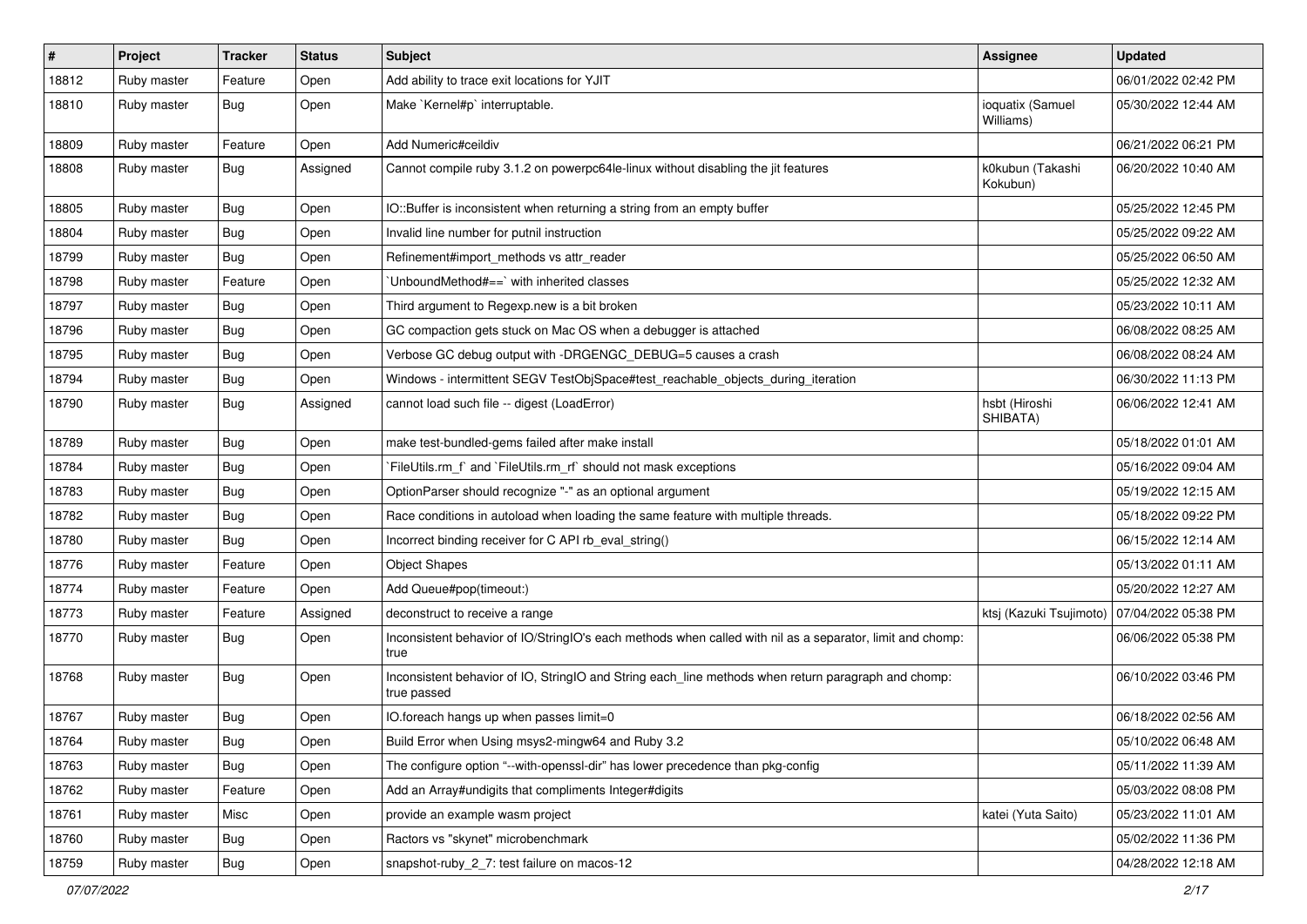| # | Project | Tracker | Status | Subject | Assignee | Updated |
|---|---|---|---|---|---|---|
| 18812 | Ruby master | Feature | Open | Add ability to trace exit locations for YJIT | | 06/01/2022 02:42 PM |
| 18810 | Ruby master | Bug | Open | Make `Kernel#p` interruptable. | ioquatix (Samuel Williams) | 05/30/2022 12:44 AM |
| 18809 | Ruby master | Feature | Open | Add Numeric#ceildiv | | 06/21/2022 06:21 PM |
| 18808 | Ruby master | Bug | Assigned | Cannot compile ruby 3.1.2 on powerpc64le-linux without disabling the jit features | k0kubun (Takashi Kokubun) | 06/20/2022 10:40 AM |
| 18805 | Ruby master | Bug | Open | IO::Buffer is inconsistent when returning a string from an empty buffer | | 05/25/2022 12:45 PM |
| 18804 | Ruby master | Bug | Open | Invalid line number for putnil instruction | | 05/25/2022 09:22 AM |
| 18799 | Ruby master | Bug | Open | Refinement#import_methods vs attr_reader | | 05/25/2022 06:50 AM |
| 18798 | Ruby master | Feature | Open | `UnboundMethod#==` with inherited classes | | 05/25/2022 12:32 AM |
| 18797 | Ruby master | Bug | Open | Third argument to Regexp.new is a bit broken | | 05/23/2022 10:11 AM |
| 18796 | Ruby master | Bug | Open | GC compaction gets stuck on Mac OS when a debugger is attached | | 06/08/2022 08:25 AM |
| 18795 | Ruby master | Bug | Open | Verbose GC debug output with -DRGENGC_DEBUG=5 causes a crash | | 06/08/2022 08:24 AM |
| 18794 | Ruby master | Bug | Open | Windows - intermittent SEGV TestObjSpace#test_reachable_objects_during_iteration | | 06/30/2022 11:13 PM |
| 18790 | Ruby master | Bug | Assigned | cannot load such file -- digest (LoadError) | hsbt (Hiroshi SHIBATA) | 06/06/2022 12:41 AM |
| 18789 | Ruby master | Bug | Open | make test-bundled-gems failed after make install | | 05/18/2022 01:01 AM |
| 18784 | Ruby master | Bug | Open | `FileUtils.rm_f` and `FileUtils.rm_rf` should not mask exceptions | | 05/16/2022 09:04 AM |
| 18783 | Ruby master | Bug | Open | OptionParser should recognize "-" as an optional argument | | 05/19/2022 12:15 AM |
| 18782 | Ruby master | Bug | Open | Race conditions in autoload when loading the same feature with multiple threads. | | 05/18/2022 09:22 PM |
| 18780 | Ruby master | Bug | Open | Incorrect binding receiver for C API rb_eval_string() | | 06/15/2022 12:14 AM |
| 18776 | Ruby master | Feature | Open | Object Shapes | | 05/13/2022 01:11 AM |
| 18774 | Ruby master | Feature | Open | Add Queue#pop(timeout:) | | 05/20/2022 12:27 AM |
| 18773 | Ruby master | Feature | Assigned | deconstruct to receive a range | ktsj (Kazuki Tsujimoto) | 07/04/2022 05:38 PM |
| 18770 | Ruby master | Bug | Open | Inconsistent behavior of IO/StringIO's each methods when called with nil as a separator, limit and chomp: true | | 06/06/2022 05:38 PM |
| 18768 | Ruby master | Bug | Open | Inconsistent behavior of IO, StringIO and String each_line methods when return paragraph and chomp: true passed | | 06/10/2022 03:46 PM |
| 18767 | Ruby master | Bug | Open | IO.foreach hangs up when passes limit=0 | | 06/18/2022 02:56 AM |
| 18764 | Ruby master | Bug | Open | Build Error when Using msys2-mingw64 and Ruby 3.2 | | 05/10/2022 06:48 AM |
| 18763 | Ruby master | Bug | Open | The configure option "--with-openssl-dir" has lower precedence than pkg-config | | 05/11/2022 11:39 AM |
| 18762 | Ruby master | Feature | Open | Add an Array#undigits that compliments Integer#digits | | 05/03/2022 08:08 PM |
| 18761 | Ruby master | Misc | Open | provide an example wasm project | katei (Yuta Saito) | 05/23/2022 11:01 AM |
| 18760 | Ruby master | Bug | Open | Ractors vs "skynet" microbenchmark | | 05/02/2022 11:36 PM |
| 18759 | Ruby master | Bug | Open | snapshot-ruby_2_7: test failure on macos-12 | | 04/28/2022 12:18 AM |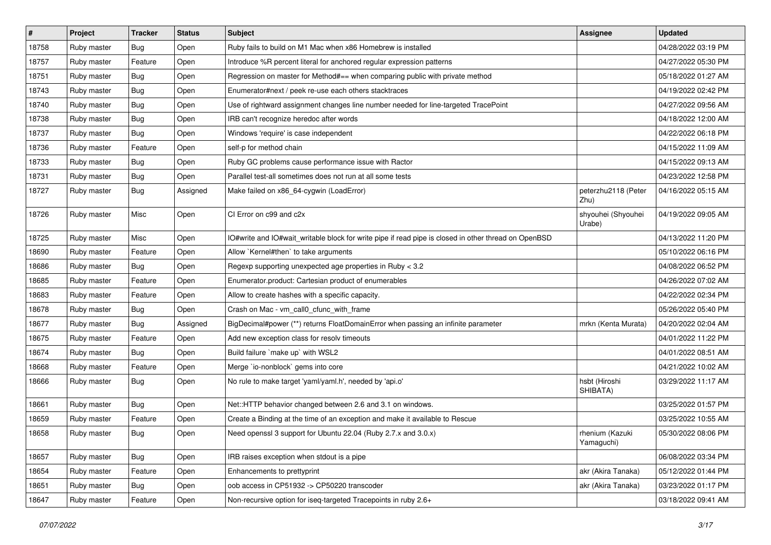| # | Project | Tracker | Status | Subject | Assignee | Updated |
|---|---|---|---|---|---|---|
| 18758 | Ruby master | Bug | Open | Ruby fails to build on M1 Mac when x86 Homebrew is installed | | 04/28/2022 03:19 PM |
| 18757 | Ruby master | Feature | Open | Introduce %R percent literal for anchored regular expression patterns | | 04/27/2022 05:30 PM |
| 18751 | Ruby master | Bug | Open | Regression on master for Method#== when comparing public with private method | | 05/18/2022 01:27 AM |
| 18743 | Ruby master | Bug | Open | Enumerator#next / peek re-use each others stacktraces | | 04/19/2022 02:42 PM |
| 18740 | Ruby master | Bug | Open | Use of rightward assignment changes line number needed for line-targeted TracePoint | | 04/27/2022 09:56 AM |
| 18738 | Ruby master | Bug | Open | IRB can't recognize heredoc after words | | 04/18/2022 12:00 AM |
| 18737 | Ruby master | Bug | Open | Windows 'require' is case independent | | 04/22/2022 06:18 PM |
| 18736 | Ruby master | Feature | Open | self-p for method chain | | 04/15/2022 11:09 AM |
| 18733 | Ruby master | Bug | Open | Ruby GC problems cause performance issue with Ractor | | 04/15/2022 09:13 AM |
| 18731 | Ruby master | Bug | Open | Parallel test-all sometimes does not run at all some tests | | 04/23/2022 12:58 PM |
| 18727 | Ruby master | Bug | Assigned | Make failed on x86_64-cygwin (LoadError) | peterzhu2118 (Peter Zhu) | 04/16/2022 05:15 AM |
| 18726 | Ruby master | Misc | Open | CI Error on c99 and c2x | shyouhei (Shyouhei Urabe) | 04/19/2022 09:05 AM |
| 18725 | Ruby master | Misc | Open | IO#write and IO#wait_writable block for write pipe if read pipe is closed in other thread on OpenBSD | | 04/13/2022 11:20 PM |
| 18690 | Ruby master | Feature | Open | Allow `Kernel#then` to take arguments | | 05/10/2022 06:16 PM |
| 18686 | Ruby master | Bug | Open | Regexp supporting unexpected age properties in Ruby < 3.2 | | 04/08/2022 06:52 PM |
| 18685 | Ruby master | Feature | Open | Enumerator.product: Cartesian product of enumerables | | 04/26/2022 07:02 AM |
| 18683 | Ruby master | Feature | Open | Allow to create hashes with a specific capacity. | | 04/22/2022 02:34 PM |
| 18678 | Ruby master | Bug | Open | Crash on Mac - vm_call0_cfunc_with_frame | | 05/26/2022 05:40 PM |
| 18677 | Ruby master | Bug | Assigned | BigDecimal#power (**) returns FloatDomainError when passing an infinite parameter | mrkn (Kenta Murata) | 04/20/2022 02:04 AM |
| 18675 | Ruby master | Feature | Open | Add new exception class for resolv timeouts | | 04/01/2022 11:22 PM |
| 18674 | Ruby master | Bug | Open | Build failure `make up` with WSL2 | | 04/01/2022 08:51 AM |
| 18668 | Ruby master | Feature | Open | Merge `io-nonblock` gems into core | | 04/21/2022 10:02 AM |
| 18666 | Ruby master | Bug | Open | No rule to make target 'yaml/yaml.h', needed by 'api.o' | hsbt (Hiroshi SHIBATA) | 03/29/2022 11:17 AM |
| 18661 | Ruby master | Bug | Open | Net::HTTP behavior changed between 2.6 and 3.1 on windows. | | 03/25/2022 01:57 PM |
| 18659 | Ruby master | Feature | Open | Create a Binding at the time of an exception and make it available to Rescue | | 03/25/2022 10:55 AM |
| 18658 | Ruby master | Bug | Open | Need openssl 3 support for Ubuntu 22.04 (Ruby 2.7.x and 3.0.x) | rhenium (Kazuki Yamaguchi) | 05/30/2022 08:06 PM |
| 18657 | Ruby master | Bug | Open | IRB raises exception when stdout is a pipe | | 06/08/2022 03:34 PM |
| 18654 | Ruby master | Feature | Open | Enhancements to prettyprint | akr (Akira Tanaka) | 05/12/2022 01:44 PM |
| 18651 | Ruby master | Bug | Open | oob access in CP51932 -> CP50220 transcoder | akr (Akira Tanaka) | 03/23/2022 01:17 PM |
| 18647 | Ruby master | Feature | Open | Non-recursive option for iseq-targeted Tracepoints in ruby 2.6+ | | 03/18/2022 09:41 AM |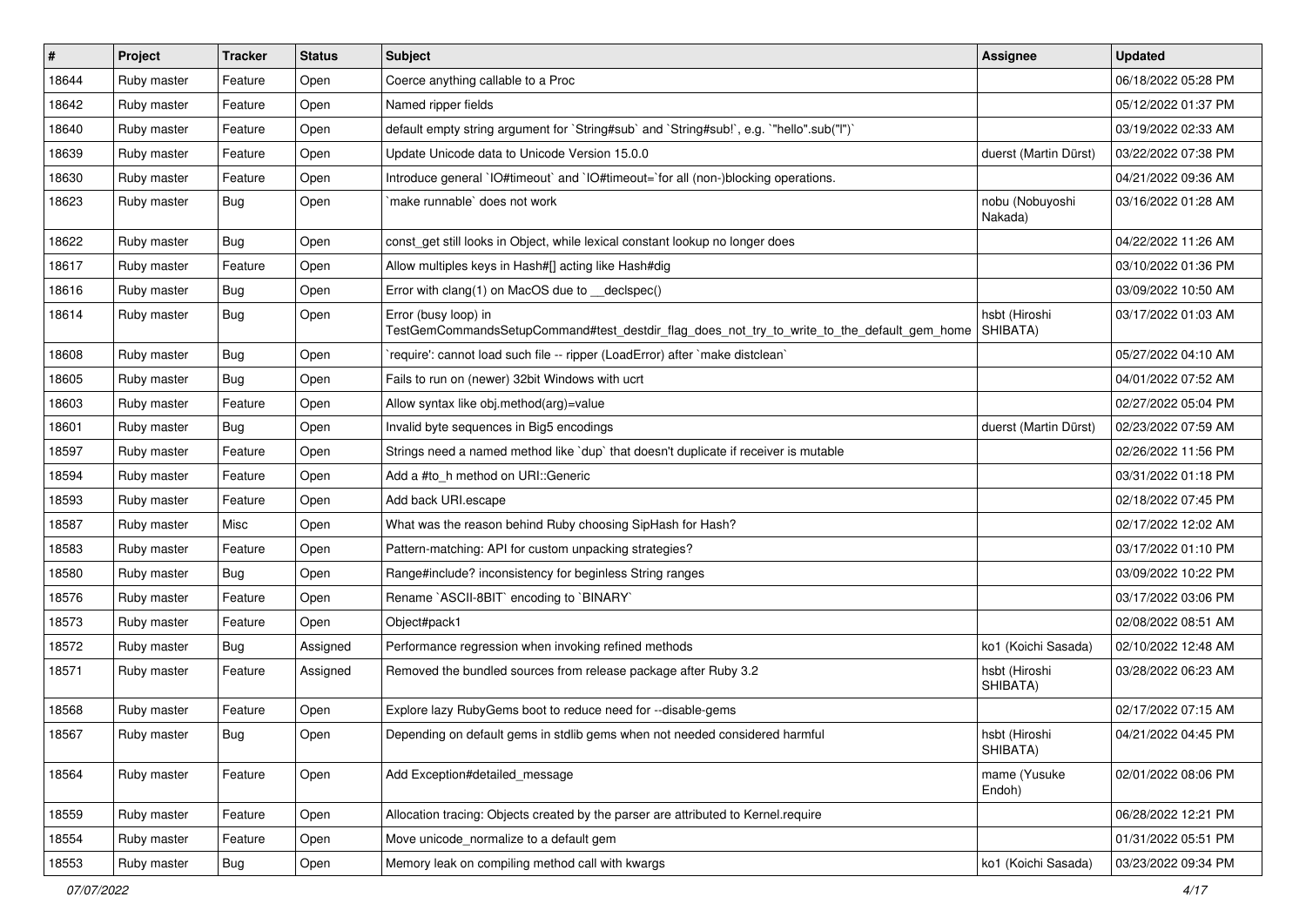| # | Project | Tracker | Status | Subject | Assignee | Updated |
|---|---|---|---|---|---|---|
| 18644 | Ruby master | Feature | Open | Coerce anything callable to a Proc | | 06/18/2022 05:28 PM |
| 18642 | Ruby master | Feature | Open | Named ripper fields | | 05/12/2022 01:37 PM |
| 18640 | Ruby master | Feature | Open | default empty string argument for `String#sub` and `String#sub!`, e.g. `"hello".sub("l")` | | 03/19/2022 02:33 AM |
| 18639 | Ruby master | Feature | Open | Update Unicode data to Unicode Version 15.0.0 | duerst (Martin Dürst) | 03/22/2022 07:38 PM |
| 18630 | Ruby master | Feature | Open | Introduce general `IO#timeout` and `IO#timeout=`for all (non-)blocking operations. | | 04/21/2022 09:36 AM |
| 18623 | Ruby master | Bug | Open | `make runnable` does not work | nobu (Nobuyoshi Nakada) | 03/16/2022 01:28 AM |
| 18622 | Ruby master | Bug | Open | const_get still looks in Object, while lexical constant lookup no longer does | | 04/22/2022 11:26 AM |
| 18617 | Ruby master | Feature | Open | Allow multiples keys in Hash#[] acting like Hash#dig | | 03/10/2022 01:36 PM |
| 18616 | Ruby master | Bug | Open | Error with clang(1) on MacOS due to __declspec() | | 03/09/2022 10:50 AM |
| 18614 | Ruby master | Bug | Open | Error (busy loop) in TestGemCommandsSetupCommand#test_destdir_flag_does_not_try_to_write_to_the_default_gem_home | hsbt (Hiroshi SHIBATA) | 03/17/2022 01:03 AM |
| 18608 | Ruby master | Bug | Open | `require': cannot load such file -- ripper (LoadError) after `make distclean` | | 05/27/2022 04:10 AM |
| 18605 | Ruby master | Bug | Open | Fails to run on (newer) 32bit Windows with ucrt | | 04/01/2022 07:52 AM |
| 18603 | Ruby master | Feature | Open | Allow syntax like obj.method(arg)=value | | 02/27/2022 05:04 PM |
| 18601 | Ruby master | Bug | Open | Invalid byte sequences in Big5 encodings | duerst (Martin Dürst) | 02/23/2022 07:59 AM |
| 18597 | Ruby master | Feature | Open | Strings need a named method like `dup` that doesn't duplicate if receiver is mutable | | 02/26/2022 11:56 PM |
| 18594 | Ruby master | Feature | Open | Add a #to_h method on URI::Generic | | 03/31/2022 01:18 PM |
| 18593 | Ruby master | Feature | Open | Add back URI.escape | | 02/18/2022 07:45 PM |
| 18587 | Ruby master | Misc | Open | What was the reason behind Ruby choosing SipHash for Hash? | | 02/17/2022 12:02 AM |
| 18583 | Ruby master | Feature | Open | Pattern-matching: API for custom unpacking strategies? | | 03/17/2022 01:10 PM |
| 18580 | Ruby master | Bug | Open | Range#include? inconsistency for beginless String ranges | | 03/09/2022 10:22 PM |
| 18576 | Ruby master | Feature | Open | Rename `ASCII-8BIT` encoding to `BINARY` | | 03/17/2022 03:06 PM |
| 18573 | Ruby master | Feature | Open | Object#pack1 | | 02/08/2022 08:51 AM |
| 18572 | Ruby master | Bug | Assigned | Performance regression when invoking refined methods | ko1 (Koichi Sasada) | 02/10/2022 12:48 AM |
| 18571 | Ruby master | Feature | Assigned | Removed the bundled sources from release package after Ruby 3.2 | hsbt (Hiroshi SHIBATA) | 03/28/2022 06:23 AM |
| 18568 | Ruby master | Feature | Open | Explore lazy RubyGems boot to reduce need for --disable-gems | | 02/17/2022 07:15 AM |
| 18567 | Ruby master | Bug | Open | Depending on default gems in stdlib gems when not needed considered harmful | hsbt (Hiroshi SHIBATA) | 04/21/2022 04:45 PM |
| 18564 | Ruby master | Feature | Open | Add Exception#detailed_message | mame (Yusuke Endoh) | 02/01/2022 08:06 PM |
| 18559 | Ruby master | Feature | Open | Allocation tracing: Objects created by the parser are attributed to Kernel.require | | 06/28/2022 12:21 PM |
| 18554 | Ruby master | Feature | Open | Move unicode_normalize to a default gem | | 01/31/2022 05:51 PM |
| 18553 | Ruby master | Bug | Open | Memory leak on compiling method call with kwargs | ko1 (Koichi Sasada) | 03/23/2022 09:34 PM |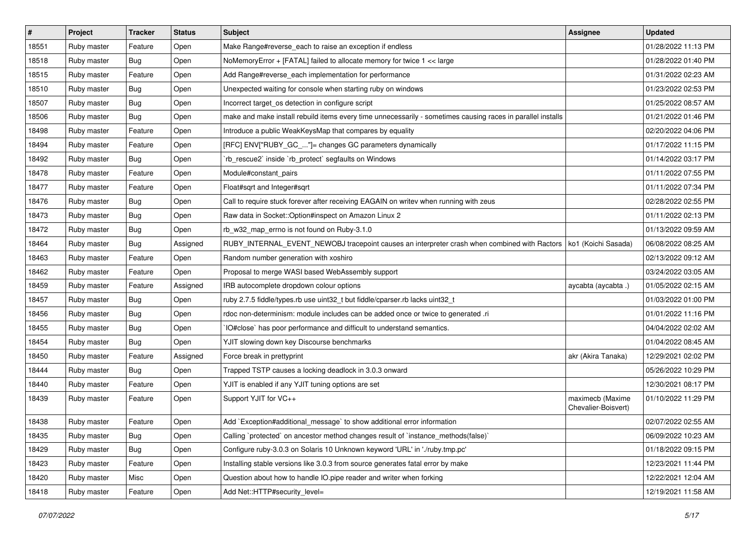| # | Project | Tracker | Status | Subject | Assignee | Updated |
| --- | --- | --- | --- | --- | --- | --- |
| 18551 | Ruby master | Feature | Open | Make Range#reverse_each to raise an exception if endless | | 01/28/2022 11:13 PM |
| 18518 | Ruby master | Bug | Open | NoMemoryError + [FATAL] failed to allocate memory for twice 1 << large | | 01/28/2022 01:40 PM |
| 18515 | Ruby master | Feature | Open | Add Range#reverse_each implementation for performance | | 01/31/2022 02:23 AM |
| 18510 | Ruby master | Bug | Open | Unexpected waiting for console when starting ruby on windows | | 01/23/2022 02:53 PM |
| 18507 | Ruby master | Bug | Open | Incorrect target_os detection in configure script | | 01/25/2022 08:57 AM |
| 18506 | Ruby master | Bug | Open | make and make install rebuild items every time unnecessarily - sometimes causing races in parallel installs | | 01/21/2022 01:46 PM |
| 18498 | Ruby master | Feature | Open | Introduce a public WeakKeysMap that compares by equality | | 02/20/2022 04:06 PM |
| 18494 | Ruby master | Feature | Open | [RFC] ENV["RUBY_GC_..."]= changes GC parameters dynamically | | 01/17/2022 11:15 PM |
| 18492 | Ruby master | Bug | Open | `rb_rescue2` inside `rb_protect` segfaults on Windows | | 01/14/2022 03:17 PM |
| 18478 | Ruby master | Feature | Open | Module#constant_pairs | | 01/11/2022 07:55 PM |
| 18477 | Ruby master | Feature | Open | Float#sqrt and Integer#sqrt | | 01/11/2022 07:34 PM |
| 18476 | Ruby master | Bug | Open | Call to require stuck forever after receiving EAGAIN on writev when running with zeus | | 02/28/2022 02:55 PM |
| 18473 | Ruby master | Bug | Open | Raw data in Socket::Option#inspect on Amazon Linux 2 | | 01/11/2022 02:13 PM |
| 18472 | Ruby master | Bug | Open | rb_w32_map_errno is not found on Ruby-3.1.0 | | 01/13/2022 09:59 AM |
| 18464 | Ruby master | Bug | Assigned | RUBY_INTERNAL_EVENT_NEWOBJ tracepoint causes an interpreter crash when combined with Ractors | ko1 (Koichi Sasada) | 06/08/2022 08:25 AM |
| 18463 | Ruby master | Feature | Open | Random number generation with xoshiro | | 02/13/2022 09:12 AM |
| 18462 | Ruby master | Feature | Open | Proposal to merge WASI based WebAssembly support | | 03/24/2022 03:05 AM |
| 18459 | Ruby master | Feature | Assigned | IRB autocomplete dropdown colour options | aycabta (aycabta .) | 01/05/2022 02:15 AM |
| 18457 | Ruby master | Bug | Open | ruby 2.7.5 fiddle/types.rb use uint32_t but fiddle/cparser.rb lacks uint32_t | | 01/03/2022 01:00 PM |
| 18456 | Ruby master | Bug | Open | rdoc non-determinism: module includes can be added once or twice to generated .ri | | 01/01/2022 11:16 PM |
| 18455 | Ruby master | Bug | Open | `IO#close` has poor performance and difficult to understand semantics. | | 04/04/2022 02:02 AM |
| 18454 | Ruby master | Bug | Open | YJIT slowing down key Discourse benchmarks | | 01/04/2022 08:45 AM |
| 18450 | Ruby master | Feature | Assigned | Force break in prettyprint | akr (Akira Tanaka) | 12/29/2021 02:02 PM |
| 18444 | Ruby master | Bug | Open | Trapped TSTP causes a locking deadlock in 3.0.3 onward | | 05/26/2022 10:29 PM |
| 18440 | Ruby master | Feature | Open | YJIT is enabled if any YJIT tuning options are set | | 12/30/2021 08:17 PM |
| 18439 | Ruby master | Feature | Open | Support YJIT for VC++ | maximecb (Maxime Chevalier-Boisvert) | 01/10/2022 11:29 PM |
| 18438 | Ruby master | Feature | Open | Add `Exception#additional_message` to show additional error information | | 02/07/2022 02:55 AM |
| 18435 | Ruby master | Bug | Open | Calling `protected` on ancestor method changes result of `instance_methods(false)` | | 06/09/2022 10:23 AM |
| 18429 | Ruby master | Bug | Open | Configure ruby-3.0.3 on Solaris 10 Unknown keyword 'URL' in './ruby.tmp.pc' | | 01/18/2022 09:15 PM |
| 18423 | Ruby master | Feature | Open | Installing stable versions like 3.0.3 from source generates fatal error by make | | 12/23/2021 11:44 PM |
| 18420 | Ruby master | Misc | Open | Question about how to handle IO.pipe reader and writer when forking | | 12/22/2021 12:04 AM |
| 18418 | Ruby master | Feature | Open | Add Net::HTTP#security_level= | | 12/19/2021 11:58 AM |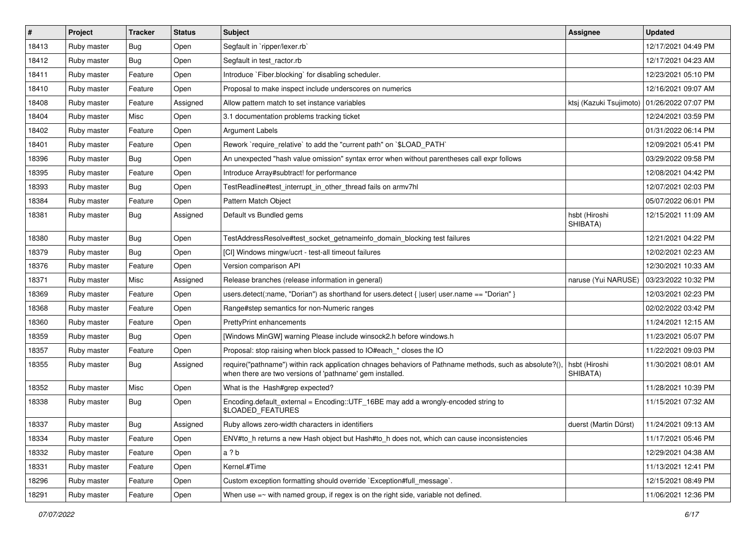| # | Project | Tracker | Status | Subject | Assignee | Updated |
|---|---|---|---|---|---|---|
| 18413 | Ruby master | Bug | Open | Segfault in `ripper/lexer.rb` | | 12/17/2021 04:49 PM |
| 18412 | Ruby master | Bug | Open | Segfault in test_ractor.rb | | 12/17/2021 04:23 AM |
| 18411 | Ruby master | Feature | Open | Introduce `Fiber.blocking` for disabling scheduler. | | 12/23/2021 05:10 PM |
| 18410 | Ruby master | Feature | Open | Proposal to make inspect include underscores on numerics | | 12/16/2021 09:07 AM |
| 18408 | Ruby master | Feature | Assigned | Allow pattern match to set instance variables | ktsj (Kazuki Tsujimoto) | 01/26/2022 07:07 PM |
| 18404 | Ruby master | Misc | Open | 3.1 documentation problems tracking ticket | | 12/24/2021 03:59 PM |
| 18402 | Ruby master | Feature | Open | Argument Labels | | 01/31/2022 06:14 PM |
| 18401 | Ruby master | Feature | Open | Rework `require_relative` to add the "current path" on `$LOAD_PATH` | | 12/09/2021 05:41 PM |
| 18396 | Ruby master | Bug | Open | An unexpected "hash value omission" syntax error when without parentheses call expr follows | | 03/29/2022 09:58 PM |
| 18395 | Ruby master | Feature | Open | Introduce Array#subtract! for performance | | 12/08/2021 04:42 PM |
| 18393 | Ruby master | Bug | Open | TestReadline#test_interrupt_in_other_thread fails on armv7hl | | 12/07/2021 02:03 PM |
| 18384 | Ruby master | Feature | Open | Pattern Match Object | | 05/07/2022 06:01 PM |
| 18381 | Ruby master | Bug | Assigned | Default vs Bundled gems | hsbt (Hiroshi SHIBATA) | 12/15/2021 11:09 AM |
| 18380 | Ruby master | Bug | Open | TestAddressResolve#test_socket_getnameinfo_domain_blocking test failures | | 12/21/2021 04:22 PM |
| 18379 | Ruby master | Bug | Open | [CI] Windows mingw/ucrt - test-all timeout failures | | 12/02/2021 02:23 AM |
| 18376 | Ruby master | Feature | Open | Version comparison API | | 12/30/2021 10:33 AM |
| 18371 | Ruby master | Misc | Assigned | Release branches (release information in general) | naruse (Yui NARUSE) | 03/23/2022 10:32 PM |
| 18369 | Ruby master | Feature | Open | users.detect(:name, "Dorian") as shorthand for users.detect { \|user\| user.name == "Dorian" } | | 12/03/2021 02:23 PM |
| 18368 | Ruby master | Feature | Open | Range#step semantics for non-Numeric ranges | | 02/02/2022 03:42 PM |
| 18360 | Ruby master | Feature | Open | PrettyPrint enhancements | | 11/24/2021 12:15 AM |
| 18359 | Ruby master | Bug | Open | [Windows MinGW] warning Please include winsock2.h before windows.h | | 11/23/2021 05:07 PM |
| 18357 | Ruby master | Feature | Open | Proposal: stop raising when block passed to IO#each_* closes the IO | | 11/22/2021 09:03 PM |
| 18355 | Ruby master | Bug | Assigned | require("pathname") within rack application chnages behaviors of Pathname methods, such as absolute?(), when there are two versions of 'pathname' gem installed. | hsbt (Hiroshi SHIBATA) | 11/30/2021 08:01 AM |
| 18352 | Ruby master | Misc | Open | What is the Hash#grep expected? | | 11/28/2021 10:39 PM |
| 18338 | Ruby master | Bug | Open | Encoding.default_external = Encoding::UTF_16BE may add a wrongly-encoded string to $LOADED_FEATURES | | 11/15/2021 07:32 AM |
| 18337 | Ruby master | Bug | Assigned | Ruby allows zero-width characters in identifiers | duerst (Martin Dürst) | 11/24/2021 09:13 AM |
| 18334 | Ruby master | Feature | Open | ENV#to_h returns a new Hash object but Hash#to_h does not, which can cause inconsistencies | | 11/17/2021 05:46 PM |
| 18332 | Ruby master | Feature | Open | a ? b | | 12/29/2021 04:38 AM |
| 18331 | Ruby master | Feature | Open | Kernel.#Time | | 11/13/2021 12:41 PM |
| 18296 | Ruby master | Feature | Open | Custom exception formatting should override `Exception#full_message`. | | 12/15/2021 08:49 PM |
| 18291 | Ruby master | Feature | Open | When use =~ with named group, if regex is on the right side, variable not defined. | | 11/06/2021 12:36 PM |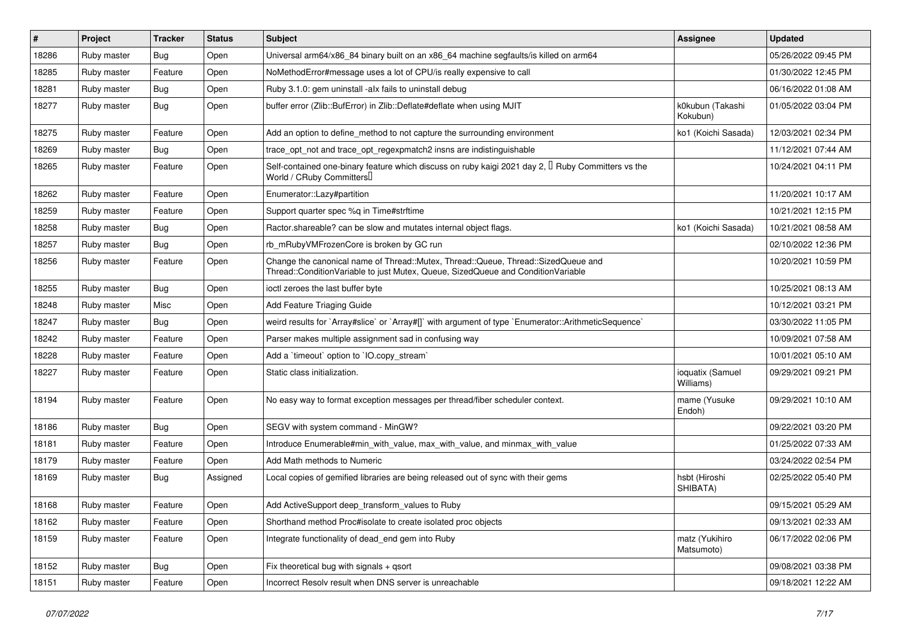| # | Project | Tracker | Status | Subject | Assignee | Updated |
|---|---|---|---|---|---|---|
| 18286 | Ruby master | Bug | Open | Universal arm64/x86_84 binary built on an x86_64 machine segfaults/is killed on arm64 | | 05/26/2022 09:45 PM |
| 18285 | Ruby master | Feature | Open | NoMethodError#message uses a lot of CPU/is really expensive to call | | 01/30/2022 12:45 PM |
| 18281 | Ruby master | Bug | Open | Ruby 3.1.0: gem uninstall -alx fails to uninstall debug | | 06/16/2022 01:08 AM |
| 18277 | Ruby master | Bug | Open | buffer error (Zlib::BufError) in Zlib::Deflate#deflate when using MJIT | k0kubun (Takashi Kokubun) | 01/05/2022 03:04 PM |
| 18275 | Ruby master | Feature | Open | Add an option to define_method to not capture the surrounding environment | ko1 (Koichi Sasada) | 12/03/2021 02:34 PM |
| 18269 | Ruby master | Bug | Open | trace_opt_not and trace_opt_regexpmatch2 insns are indistinguishable | | 11/12/2021 07:44 AM |
| 18265 | Ruby master | Feature | Open | Self-contained one-binary feature which discuss on ruby kaigi 2021 day 2, 「Ruby Committers vs the World / CRuby Committers」 | | 10/24/2021 04:11 PM |
| 18262 | Ruby master | Feature | Open | Enumerator::Lazy#partition | | 11/20/2021 10:17 AM |
| 18259 | Ruby master | Feature | Open | Support quarter spec %q in Time#strftime | | 10/21/2021 12:15 PM |
| 18258 | Ruby master | Bug | Open | Ractor.shareable? can be slow and mutates internal object flags. | ko1 (Koichi Sasada) | 10/21/2021 08:58 AM |
| 18257 | Ruby master | Bug | Open | rb_mRubyVMFrozenCore is broken by GC run | | 02/10/2022 12:36 PM |
| 18256 | Ruby master | Feature | Open | Change the canonical name of Thread::Mutex, Thread::Queue, Thread::SizedQueue and Thread::ConditionVariable to just Mutex, Queue, SizedQueue and ConditionVariable | | 10/20/2021 10:59 PM |
| 18255 | Ruby master | Bug | Open | ioctl zeroes the last buffer byte | | 10/25/2021 08:13 AM |
| 18248 | Ruby master | Misc | Open | Add Feature Triaging Guide | | 10/12/2021 03:21 PM |
| 18247 | Ruby master | Bug | Open | weird results for `Array#slice` or `Array#[]` with argument of type `Enumerator::ArithmeticSequence` | | 03/30/2022 11:05 PM |
| 18242 | Ruby master | Feature | Open | Parser makes multiple assignment sad in confusing way | | 10/09/2021 07:58 AM |
| 18228 | Ruby master | Feature | Open | Add a `timeout` option to `IO.copy_stream` | | 10/01/2021 05:10 AM |
| 18227 | Ruby master | Feature | Open | Static class initialization. | ioquatix (Samuel Williams) | 09/29/2021 09:21 PM |
| 18194 | Ruby master | Feature | Open | No easy way to format exception messages per thread/fiber scheduler context. | mame (Yusuke Endoh) | 09/29/2021 10:10 AM |
| 18186 | Ruby master | Bug | Open | SEGV with system command - MinGW? | | 09/22/2021 03:20 PM |
| 18181 | Ruby master | Feature | Open | Introduce Enumerable#min_with_value, max_with_value, and minmax_with_value | | 01/25/2022 07:33 AM |
| 18179 | Ruby master | Feature | Open | Add Math methods to Numeric | | 03/24/2022 02:54 PM |
| 18169 | Ruby master | Bug | Assigned | Local copies of gemified libraries are being released out of sync with their gems | hsbt (Hiroshi SHIBATA) | 02/25/2022 05:40 PM |
| 18168 | Ruby master | Feature | Open | Add ActiveSupport deep_transform_values to Ruby | | 09/15/2021 05:29 AM |
| 18162 | Ruby master | Feature | Open | Shorthand method Proc#isolate to create isolated proc objects | | 09/13/2021 02:33 AM |
| 18159 | Ruby master | Feature | Open | Integrate functionality of dead_end gem into Ruby | matz (Yukihiro Matsumoto) | 06/17/2022 02:06 PM |
| 18152 | Ruby master | Bug | Open | Fix theoretical bug with signals + qsort | | 09/08/2021 03:38 PM |
| 18151 | Ruby master | Feature | Open | Incorrect Resolv result when DNS server is unreachable | | 09/18/2021 12:22 AM |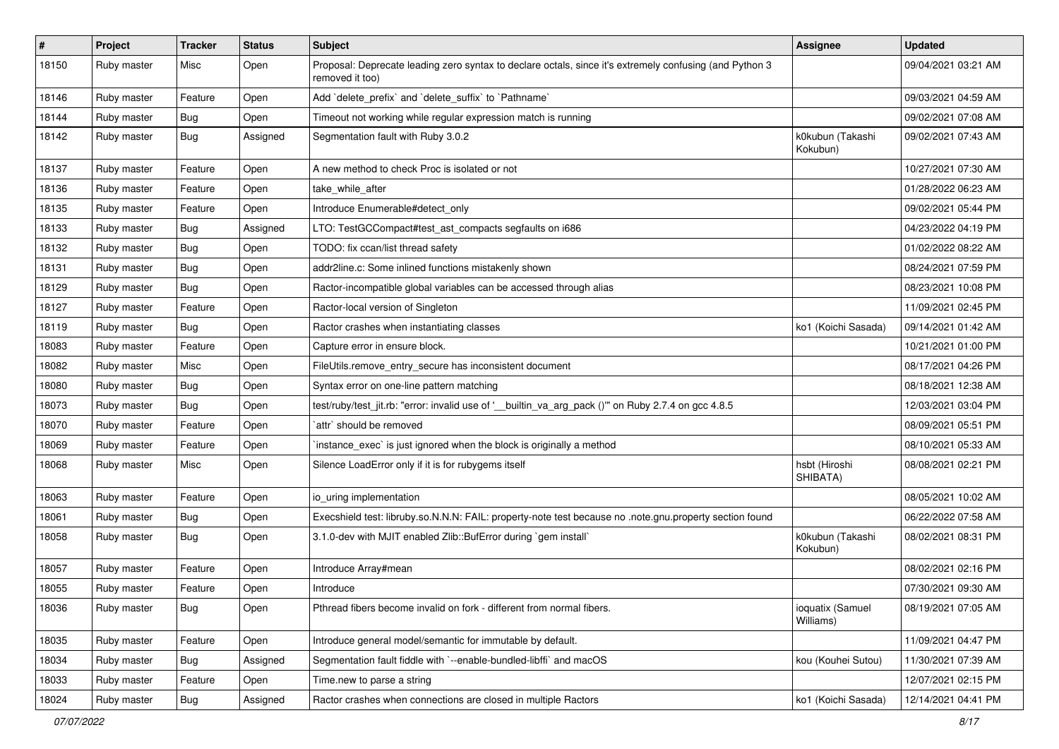| # | Project | Tracker | Status | Subject | Assignee | Updated |
|---|---|---|---|---|---|---|
| 18150 | Ruby master | Misc | Open | Proposal: Deprecate leading zero syntax to declare octals, since it's extremely confusing (and Python 3 removed it too) | | 09/04/2021 03:21 AM |
| 18146 | Ruby master | Feature | Open | Add `delete_prefix` and `delete_suffix` to `Pathname` | | 09/03/2021 04:59 AM |
| 18144 | Ruby master | Bug | Open | Timeout not working while regular expression match is running | | 09/02/2021 07:08 AM |
| 18142 | Ruby master | Bug | Assigned | Segmentation fault with Ruby 3.0.2 | k0kubun (Takashi Kokubun) | 09/02/2021 07:43 AM |
| 18137 | Ruby master | Feature | Open | A new method to check Proc is isolated or not | | 10/27/2021 07:30 AM |
| 18136 | Ruby master | Feature | Open | take_while_after | | 01/28/2022 06:23 AM |
| 18135 | Ruby master | Feature | Open | Introduce Enumerable#detect_only | | 09/02/2021 05:44 PM |
| 18133 | Ruby master | Bug | Assigned | LTO: TestGCCompact#test_ast_compacts segfaults on i686 | | 04/23/2022 04:19 PM |
| 18132 | Ruby master | Bug | Open | TODO: fix ccan/list thread safety | | 01/02/2022 08:22 AM |
| 18131 | Ruby master | Bug | Open | addr2line.c: Some inlined functions mistakenly shown | | 08/24/2021 07:59 PM |
| 18129 | Ruby master | Bug | Open | Ractor-incompatible global variables can be accessed through alias | | 08/23/2021 10:08 PM |
| 18127 | Ruby master | Feature | Open | Ractor-local version of Singleton | | 11/09/2021 02:45 PM |
| 18119 | Ruby master | Bug | Open | Ractor crashes when instantiating classes | ko1 (Koichi Sasada) | 09/14/2021 01:42 AM |
| 18083 | Ruby master | Feature | Open | Capture error in ensure block. | | 10/21/2021 01:00 PM |
| 18082 | Ruby master | Misc | Open | FileUtils.remove_entry_secure has inconsistent document | | 08/17/2021 04:26 PM |
| 18080 | Ruby master | Bug | Open | Syntax error on one-line pattern matching | | 08/18/2021 12:38 AM |
| 18073 | Ruby master | Bug | Open | test/ruby/test_jit.rb: "error: invalid use of '__builtin_va_arg_pack ()'" on Ruby 2.7.4 on gcc 4.8.5 | | 12/03/2021 03:04 PM |
| 18070 | Ruby master | Feature | Open | `attr` should be removed | | 08/09/2021 05:51 PM |
| 18069 | Ruby master | Feature | Open | `instance_exec` is just ignored when the block is originally a method | | 08/10/2021 05:33 AM |
| 18068 | Ruby master | Misc | Open | Silence LoadError only if it is for rubygems itself | hsbt (Hiroshi SHIBATA) | 08/08/2021 02:21 PM |
| 18063 | Ruby master | Feature | Open | io_uring implementation | | 08/05/2021 10:02 AM |
| 18061 | Ruby master | Bug | Open | Execshield test: libruby.so.N.N.N: FAIL: property-note test because no .note.gnu.property section found | | 06/22/2022 07:58 AM |
| 18058 | Ruby master | Bug | Open | 3.1.0-dev with MJIT enabled Zlib::BufError during `gem install` | k0kubun (Takashi Kokubun) | 08/02/2021 08:31 PM |
| 18057 | Ruby master | Feature | Open | Introduce Array#mean | | 08/02/2021 02:16 PM |
| 18055 | Ruby master | Feature | Open | Introduce | | 07/30/2021 09:30 AM |
| 18036 | Ruby master | Bug | Open | Pthread fibers become invalid on fork - different from normal fibers. | ioquatix (Samuel Williams) | 08/19/2021 07:05 AM |
| 18035 | Ruby master | Feature | Open | Introduce general model/semantic for immutable by default. | | 11/09/2021 04:47 PM |
| 18034 | Ruby master | Bug | Assigned | Segmentation fault fiddle with `--enable-bundled-libffi` and macOS | kou (Kouhei Sutou) | 11/30/2021 07:39 AM |
| 18033 | Ruby master | Feature | Open | Time.new to parse a string | | 12/07/2021 02:15 PM |
| 18024 | Ruby master | Bug | Assigned | Ractor crashes when connections are closed in multiple Ractors | ko1 (Koichi Sasada) | 12/14/2021 04:41 PM |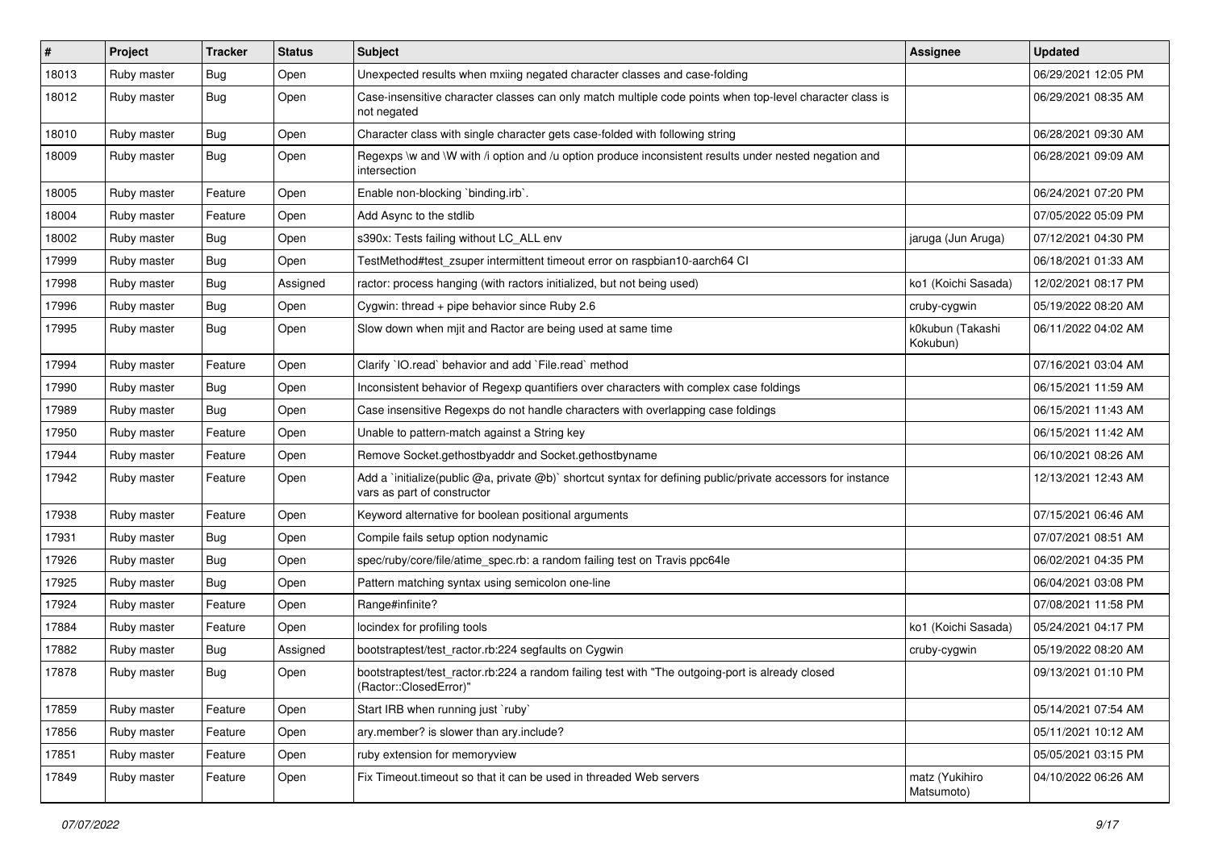| # | Project | Tracker | Status | Subject | Assignee | Updated |
|---|---|---|---|---|---|---|
| 18013 | Ruby master | Bug | Open | Unexpected results when mxiing negated character classes and case-folding | | 06/29/2021 12:05 PM |
| 18012 | Ruby master | Bug | Open | Case-insensitive character classes can only match multiple code points when top-level character class is not negated | | 06/29/2021 08:35 AM |
| 18010 | Ruby master | Bug | Open | Character class with single character gets case-folded with following string | | 06/28/2021 09:30 AM |
| 18009 | Ruby master | Bug | Open | Regexps \w and \W with /i option and /u option produce inconsistent results under nested negation and intersection | | 06/28/2021 09:09 AM |
| 18005 | Ruby master | Feature | Open | Enable non-blocking `binding.irb`. | | 06/24/2021 07:20 PM |
| 18004 | Ruby master | Feature | Open | Add Async to the stdlib | | 07/05/2022 05:09 PM |
| 18002 | Ruby master | Bug | Open | s390x: Tests failing without LC_ALL env | jaruga (Jun Aruga) | 07/12/2021 04:30 PM |
| 17999 | Ruby master | Bug | Open | TestMethod#test_zsuper intermittent timeout error on raspbian10-aarch64 CI | | 06/18/2021 01:33 AM |
| 17998 | Ruby master | Bug | Assigned | ractor: process hanging (with ractors initialized, but not being used) | ko1 (Koichi Sasada) | 12/02/2021 08:17 PM |
| 17996 | Ruby master | Bug | Open | Cygwin: thread + pipe behavior since Ruby 2.6 | cruby-cygwin | 05/19/2022 08:20 AM |
| 17995 | Ruby master | Bug | Open | Slow down when mjit and Ractor are being used at same time | k0kubun (Takashi Kokubun) | 06/11/2022 04:02 AM |
| 17994 | Ruby master | Feature | Open | Clarify `IO.read` behavior and add `File.read` method | | 07/16/2021 03:04 AM |
| 17990 | Ruby master | Bug | Open | Inconsistent behavior of Regexp quantifiers over characters with complex case foldings | | 06/15/2021 11:59 AM |
| 17989 | Ruby master | Bug | Open | Case insensitive Regexps do not handle characters with overlapping case foldings | | 06/15/2021 11:43 AM |
| 17950 | Ruby master | Feature | Open | Unable to pattern-match against a String key | | 06/15/2021 11:42 AM |
| 17944 | Ruby master | Feature | Open | Remove Socket.gethostbyaddr and Socket.gethostbyname | | 06/10/2021 08:26 AM |
| 17942 | Ruby master | Feature | Open | Add a `initialize(public @a, private @b)` shortcut syntax for defining public/private accessors for instance vars as part of constructor | | 12/13/2021 12:43 AM |
| 17938 | Ruby master | Feature | Open | Keyword alternative for boolean positional arguments | | 07/15/2021 06:46 AM |
| 17931 | Ruby master | Bug | Open | Compile fails setup option nodynamic | | 07/07/2021 08:51 AM |
| 17926 | Ruby master | Bug | Open | spec/ruby/core/file/atime_spec.rb: a random failing test on Travis ppc64le | | 06/02/2021 04:35 PM |
| 17925 | Ruby master | Bug | Open | Pattern matching syntax using semicolon one-line | | 06/04/2021 03:08 PM |
| 17924 | Ruby master | Feature | Open | Range#infinite? | | 07/08/2021 11:58 PM |
| 17884 | Ruby master | Feature | Open | locindex for profiling tools | ko1 (Koichi Sasada) | 05/24/2021 04:17 PM |
| 17882 | Ruby master | Bug | Assigned | bootstraptest/test_ractor.rb:224 segfaults on Cygwin | cruby-cygwin | 05/19/2022 08:20 AM |
| 17878 | Ruby master | Bug | Open | bootstraptest/test_ractor.rb:224 a random failing test with "The outgoing-port is already closed (Ractor::ClosedError)" | | 09/13/2021 01:10 PM |
| 17859 | Ruby master | Feature | Open | Start IRB when running just `ruby` | | 05/14/2021 07:54 AM |
| 17856 | Ruby master | Feature | Open | ary.member? is slower than ary.include? | | 05/11/2021 10:12 AM |
| 17851 | Ruby master | Feature | Open | ruby extension for memoryview | | 05/05/2021 03:15 PM |
| 17849 | Ruby master | Feature | Open | Fix Timeout.timeout so that it can be used in threaded Web servers | matz (Yukihiro Matsumoto) | 04/10/2022 06:26 AM |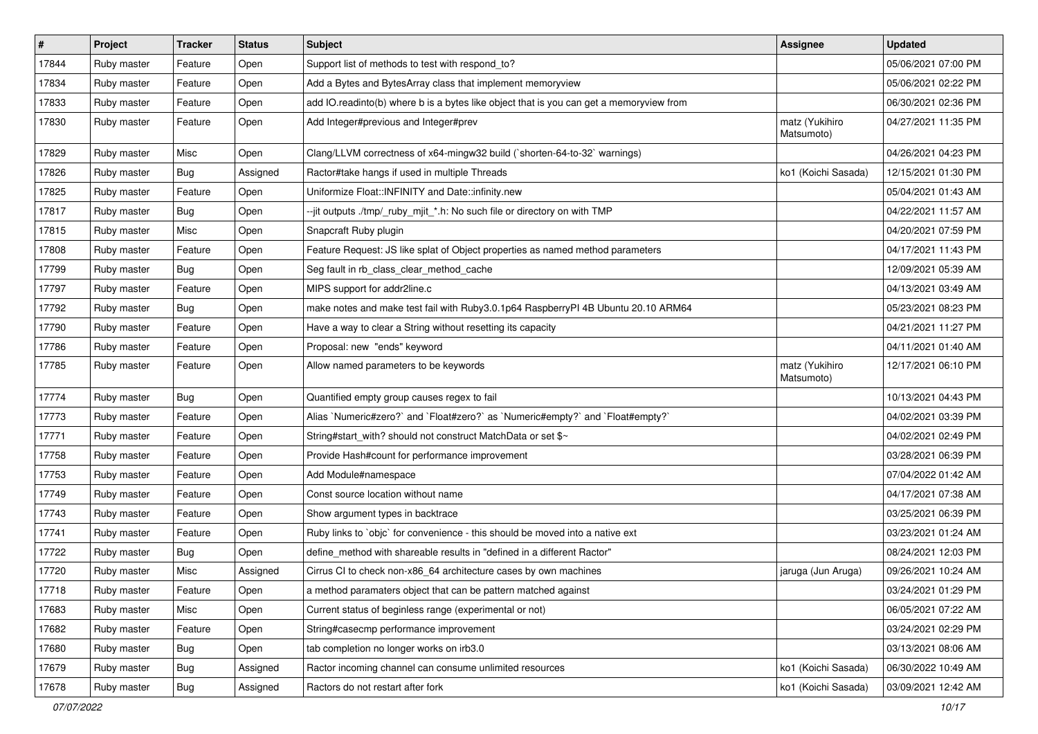| # | Project | Tracker | Status | Subject | Assignee | Updated |
|---|---|---|---|---|---|---|
| 17844 | Ruby master | Feature | Open | Support list of methods to test with respond_to? | | 05/06/2021 07:00 PM |
| 17834 | Ruby master | Feature | Open | Add a Bytes and BytesArray class that implement memoryview | | 05/06/2021 02:22 PM |
| 17833 | Ruby master | Feature | Open | add IO.readinto(b) where b is a bytes like object that is you can get a memoryview from | | 06/30/2021 02:36 PM |
| 17830 | Ruby master | Feature | Open | Add Integer#previous and Integer#prev | matz (Yukihiro Matsumoto) | 04/27/2021 11:35 PM |
| 17829 | Ruby master | Misc | Open | Clang/LLVM correctness of x64-mingw32 build (`shorten-64-to-32` warnings) | | 04/26/2021 04:23 PM |
| 17826 | Ruby master | Bug | Assigned | Ractor#take hangs if used in multiple Threads | ko1 (Koichi Sasada) | 12/15/2021 01:30 PM |
| 17825 | Ruby master | Feature | Open | Uniformize Float::INFINITY and Date::infinity.new | | 05/04/2021 01:43 AM |
| 17817 | Ruby master | Bug | Open | --jit outputs ./tmp/_ruby_mjit_*.h: No such file or directory on with TMP | | 04/22/2021 11:57 AM |
| 17815 | Ruby master | Misc | Open | Snapcraft Ruby plugin | | 04/20/2021 07:59 PM |
| 17808 | Ruby master | Feature | Open | Feature Request: JS like splat of Object properties as named method parameters | | 04/17/2021 11:43 PM |
| 17799 | Ruby master | Bug | Open | Seg fault in rb_class_clear_method_cache | | 12/09/2021 05:39 AM |
| 17797 | Ruby master | Feature | Open | MIPS support for addr2line.c | | 04/13/2021 03:49 AM |
| 17792 | Ruby master | Bug | Open | make notes and make test fail with Ruby3.0.1p64 RaspberryPI 4B Ubuntu 20.10 ARM64 | | 05/23/2021 08:23 PM |
| 17790 | Ruby master | Feature | Open | Have a way to clear a String without resetting its capacity | | 04/21/2021 11:27 PM |
| 17786 | Ruby master | Feature | Open | Proposal: new "ends" keyword | | 04/11/2021 01:40 AM |
| 17785 | Ruby master | Feature | Open | Allow named parameters to be keywords | matz (Yukihiro Matsumoto) | 12/17/2021 06:10 PM |
| 17774 | Ruby master | Bug | Open | Quantified empty group causes regex to fail | | 10/13/2021 04:43 PM |
| 17773 | Ruby master | Feature | Open | Alias `Numeric#zero?` and `Float#zero?` as `Numeric#empty?` and `Float#empty?` | | 04/02/2021 03:39 PM |
| 17771 | Ruby master | Feature | Open | String#start_with? should not construct MatchData or set $~ | | 04/02/2021 02:49 PM |
| 17758 | Ruby master | Feature | Open | Provide Hash#count for performance improvement | | 03/28/2021 06:39 PM |
| 17753 | Ruby master | Feature | Open | Add Module#namespace | | 07/04/2022 01:42 AM |
| 17749 | Ruby master | Feature | Open | Const source location without name | | 04/17/2021 07:38 AM |
| 17743 | Ruby master | Feature | Open | Show argument types in backtrace | | 03/25/2021 06:39 PM |
| 17741 | Ruby master | Feature | Open | Ruby links to `objc` for convenience - this should be moved into a native ext | | 03/23/2021 01:24 AM |
| 17722 | Ruby master | Bug | Open | define_method with shareable results in "defined in a different Ractor" | | 08/24/2021 12:03 PM |
| 17720 | Ruby master | Misc | Assigned | Cirrus CI to check non-x86_64 architecture cases by own machines | jaruga (Jun Aruga) | 09/26/2021 10:24 AM |
| 17718 | Ruby master | Feature | Open | a method paramaters object that can be pattern matched against | | 03/24/2021 01:29 PM |
| 17683 | Ruby master | Misc | Open | Current status of beginless range (experimental or not) | | 06/05/2021 07:22 AM |
| 17682 | Ruby master | Feature | Open | String#casecmp performance improvement | | 03/24/2021 02:29 PM |
| 17680 | Ruby master | Bug | Open | tab completion no longer works on irb3.0 | | 03/13/2021 08:06 AM |
| 17679 | Ruby master | Bug | Assigned | Ractor incoming channel can consume unlimited resources | ko1 (Koichi Sasada) | 06/30/2022 10:49 AM |
| 17678 | Ruby master | Bug | Assigned | Ractors do not restart after fork | ko1 (Koichi Sasada) | 03/09/2021 12:42 AM |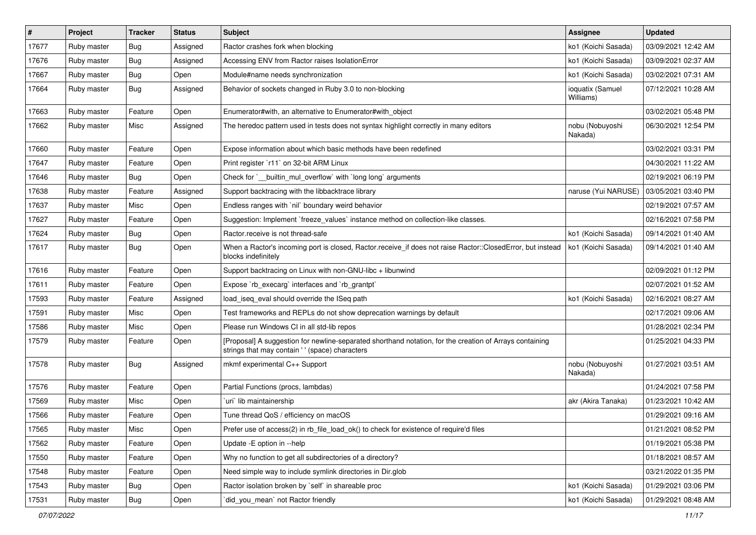| # | Project | Tracker | Status | Subject | Assignee | Updated |
|---|---|---|---|---|---|---|
| 17677 | Ruby master | Bug | Assigned | Ractor crashes fork when blocking | ko1 (Koichi Sasada) | 03/09/2021 12:42 AM |
| 17676 | Ruby master | Bug | Assigned | Accessing ENV from Ractor raises IsolationError | ko1 (Koichi Sasada) | 03/09/2021 02:37 AM |
| 17667 | Ruby master | Bug | Open | Module#name needs synchronization | ko1 (Koichi Sasada) | 03/02/2021 07:31 AM |
| 17664 | Ruby master | Bug | Assigned | Behavior of sockets changed in Ruby 3.0 to non-blocking | ioquatix (Samuel Williams) | 07/12/2021 10:28 AM |
| 17663 | Ruby master | Feature | Open | Enumerator#with, an alternative to Enumerator#with_object | | 03/02/2021 05:48 PM |
| 17662 | Ruby master | Misc | Assigned | The heredoc pattern used in tests does not syntax highlight correctly in many editors | nobu (Nobuyoshi Nakada) | 06/30/2021 12:54 PM |
| 17660 | Ruby master | Feature | Open | Expose information about which basic methods have been redefined | | 03/02/2021 03:31 PM |
| 17647 | Ruby master | Feature | Open | Print register `r11` on 32-bit ARM Linux | | 04/30/2021 11:22 AM |
| 17646 | Ruby master | Bug | Open | Check for `__builtin_mul_overflow` with `long long` arguments | | 02/19/2021 06:19 PM |
| 17638 | Ruby master | Feature | Assigned | Support backtracing with the libbacktrace library | naruse (Yui NARUSE) | 03/05/2021 03:40 PM |
| 17637 | Ruby master | Misc | Open | Endless ranges with `nil` boundary weird behavior | | 02/19/2021 07:57 AM |
| 17627 | Ruby master | Feature | Open | Suggestion: Implement `freeze_values` instance method on collection-like classes. | | 02/16/2021 07:58 PM |
| 17624 | Ruby master | Bug | Open | Ractor.receive is not thread-safe | ko1 (Koichi Sasada) | 09/14/2021 01:40 AM |
| 17617 | Ruby master | Bug | Open | When a Ractor's incoming port is closed, Ractor.receive_if does not raise Ractor::ClosedError, but instead blocks indefinitely | ko1 (Koichi Sasada) | 09/14/2021 01:40 AM |
| 17616 | Ruby master | Feature | Open | Support backtracing on Linux with non-GNU-libc + libunwind | | 02/09/2021 01:12 PM |
| 17611 | Ruby master | Feature | Open | Expose `rb_execarg` interfaces and `rb_grantpt` | | 02/07/2021 01:52 AM |
| 17593 | Ruby master | Feature | Assigned | load_iseq_eval should override the ISeq path | ko1 (Koichi Sasada) | 02/16/2021 08:27 AM |
| 17591 | Ruby master | Misc | Open | Test frameworks and REPLs do not show deprecation warnings by default | | 02/17/2021 09:06 AM |
| 17586 | Ruby master | Misc | Open | Please run Windows CI in all std-lib repos | | 01/28/2021 02:34 PM |
| 17579 | Ruby master | Feature | Open | [Proposal] A suggestion for newline-separated shorthand notation, for the creation of Arrays containing strings that may contain ' ' (space) characters | | 01/25/2021 04:33 PM |
| 17578 | Ruby master | Bug | Assigned | mkmf experimental C++ Support | nobu (Nobuyoshi Nakada) | 01/27/2021 03:51 AM |
| 17576 | Ruby master | Feature | Open | Partial Functions (procs, lambdas) | | 01/24/2021 07:58 PM |
| 17569 | Ruby master | Misc | Open | `uri` lib maintainership | akr (Akira Tanaka) | 01/23/2021 10:42 AM |
| 17566 | Ruby master | Feature | Open | Tune thread QoS / efficiency on macOS | | 01/29/2021 09:16 AM |
| 17565 | Ruby master | Misc | Open | Prefer use of access(2) in rb_file_load_ok() to check for existence of require'd files | | 01/21/2021 08:52 PM |
| 17562 | Ruby master | Feature | Open | Update -E option in --help | | 01/19/2021 05:38 PM |
| 17550 | Ruby master | Feature | Open | Why no function to get all subdirectories of a directory? | | 01/18/2021 08:57 AM |
| 17548 | Ruby master | Feature | Open | Need simple way to include symlink directories in Dir.glob | | 03/21/2022 01:35 PM |
| 17543 | Ruby master | Bug | Open | Ractor isolation broken by `self` in shareable proc | ko1 (Koichi Sasada) | 01/29/2021 03:06 PM |
| 17531 | Ruby master | Bug | Open | `did_you_mean` not Ractor friendly | ko1 (Koichi Sasada) | 01/29/2021 08:48 AM |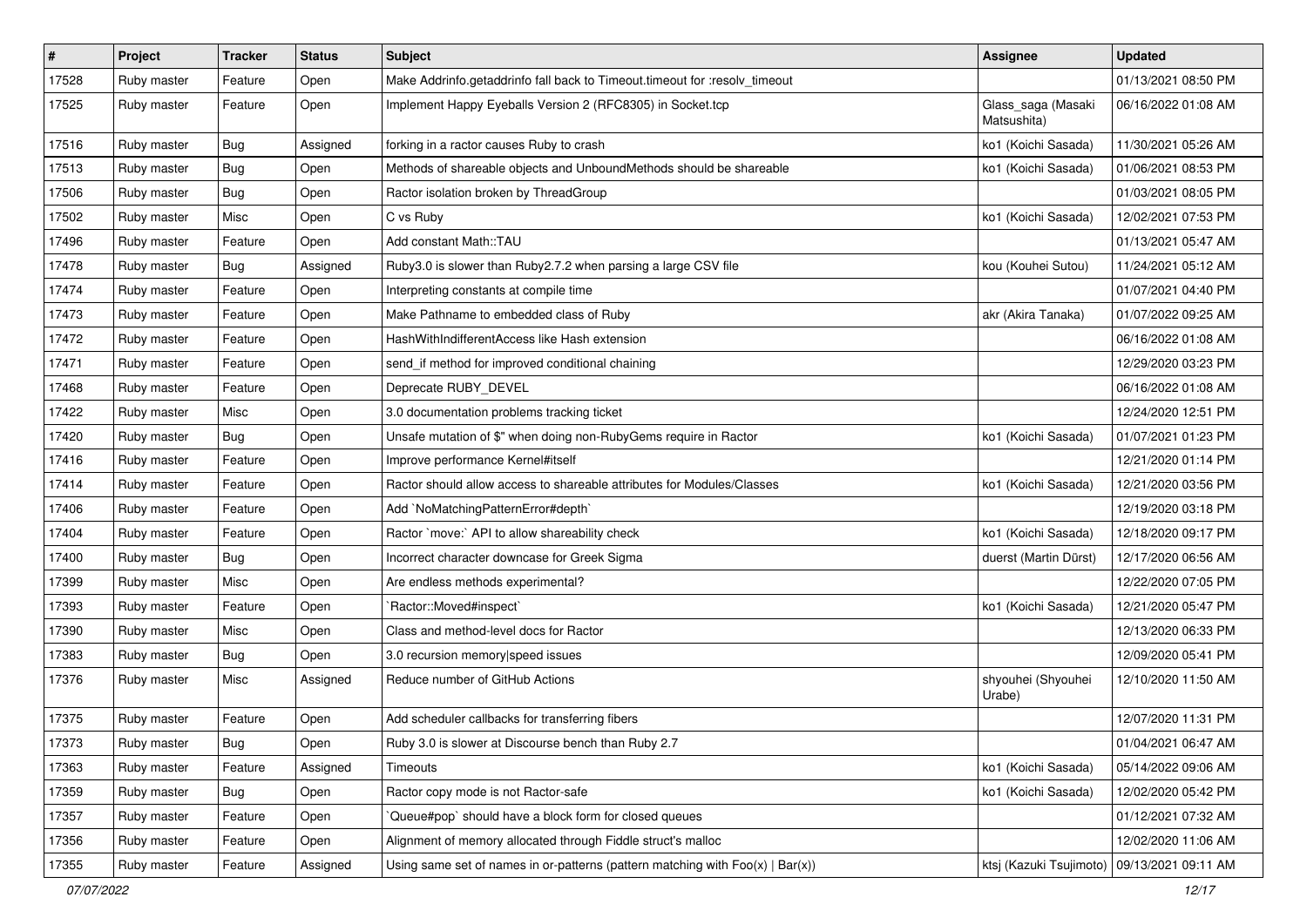| # | Project | Tracker | Status | Subject | Assignee | Updated |
|---|---|---|---|---|---|---|
| 17528 | Ruby master | Feature | Open | Make Addrinfo.getaddrinfo fall back to Timeout.timeout for :resolv_timeout | | 01/13/2021 08:50 PM |
| 17525 | Ruby master | Feature | Open | Implement Happy Eyeballs Version 2 (RFC8305) in Socket.tcp | Glass_saga (Masaki Matsushita) | 06/16/2022 01:08 AM |
| 17516 | Ruby master | Bug | Assigned | forking in a ractor causes Ruby to crash | ko1 (Koichi Sasada) | 11/30/2021 05:26 AM |
| 17513 | Ruby master | Bug | Open | Methods of shareable objects and UnboundMethods should be shareable | ko1 (Koichi Sasada) | 01/06/2021 08:53 PM |
| 17506 | Ruby master | Bug | Open | Ractor isolation broken by ThreadGroup | | 01/03/2021 08:05 PM |
| 17502 | Ruby master | Misc | Open | C vs Ruby | ko1 (Koichi Sasada) | 12/02/2021 07:53 PM |
| 17496 | Ruby master | Feature | Open | Add constant Math::TAU | | 01/13/2021 05:47 AM |
| 17478 | Ruby master | Bug | Assigned | Ruby3.0 is slower than Ruby2.7.2 when parsing a large CSV file | kou (Kouhei Sutou) | 11/24/2021 05:12 AM |
| 17474 | Ruby master | Feature | Open | Interpreting constants at compile time | | 01/07/2021 04:40 PM |
| 17473 | Ruby master | Feature | Open | Make Pathname to embedded class of Ruby | akr (Akira Tanaka) | 01/07/2022 09:25 AM |
| 17472 | Ruby master | Feature | Open | HashWithIndifferentAccess like Hash extension | | 06/16/2022 01:08 AM |
| 17471 | Ruby master | Feature | Open | send_if method for improved conditional chaining | | 12/29/2020 03:23 PM |
| 17468 | Ruby master | Feature | Open | Deprecate RUBY_DEVEL | | 06/16/2022 01:08 AM |
| 17422 | Ruby master | Misc | Open | 3.0 documentation problems tracking ticket | | 12/24/2020 12:51 PM |
| 17420 | Ruby master | Bug | Open | Unsafe mutation of $" when doing non-RubyGems require in Ractor | ko1 (Koichi Sasada) | 01/07/2021 01:23 PM |
| 17416 | Ruby master | Feature | Open | Improve performance Kernel#itself | | 12/21/2020 01:14 PM |
| 17414 | Ruby master | Feature | Open | Ractor should allow access to shareable attributes for Modules/Classes | ko1 (Koichi Sasada) | 12/21/2020 03:56 PM |
| 17406 | Ruby master | Feature | Open | Add `NoMatchingPatternError#depth` | | 12/19/2020 03:18 PM |
| 17404 | Ruby master | Feature | Open | Ractor `move:` API to allow shareability check | ko1 (Koichi Sasada) | 12/18/2020 09:17 PM |
| 17400 | Ruby master | Bug | Open | Incorrect character downcase for Greek Sigma | duerst (Martin Dürst) | 12/17/2020 06:56 AM |
| 17399 | Ruby master | Misc | Open | Are endless methods experimental? | | 12/22/2020 07:05 PM |
| 17393 | Ruby master | Feature | Open | `Ractor::Moved#inspect` | ko1 (Koichi Sasada) | 12/21/2020 05:47 PM |
| 17390 | Ruby master | Misc | Open | Class and method-level docs for Ractor | | 12/13/2020 06:33 PM |
| 17383 | Ruby master | Bug | Open | 3.0 recursion memory\|speed issues | | 12/09/2020 05:41 PM |
| 17376 | Ruby master | Misc | Assigned | Reduce number of GitHub Actions | shyouhei (Shyouhei Urabe) | 12/10/2020 11:50 AM |
| 17375 | Ruby master | Feature | Open | Add scheduler callbacks for transferring fibers | | 12/07/2020 11:31 PM |
| 17373 | Ruby master | Bug | Open | Ruby 3.0 is slower at Discourse bench than Ruby 2.7 | | 01/04/2021 06:47 AM |
| 17363 | Ruby master | Feature | Assigned | Timeouts | ko1 (Koichi Sasada) | 05/14/2022 09:06 AM |
| 17359 | Ruby master | Bug | Open | Ractor copy mode is not Ractor-safe | ko1 (Koichi Sasada) | 12/02/2020 05:42 PM |
| 17357 | Ruby master | Feature | Open | `Queue#pop` should have a block form for closed queues | | 01/12/2021 07:32 AM |
| 17356 | Ruby master | Feature | Open | Alignment of memory allocated through Fiddle struct's malloc | | 12/02/2020 11:06 AM |
| 17355 | Ruby master | Feature | Assigned | Using same set of names in or-patterns (pattern matching with Foo(x) \| Bar(x)) | ktsj (Kazuki Tsujimoto) | 09/13/2021 09:11 AM |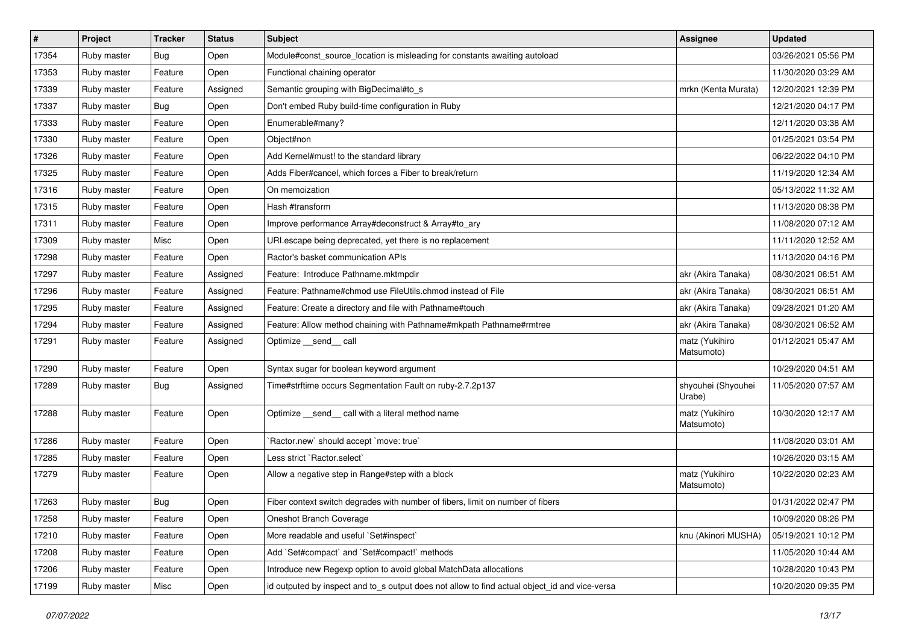| # | Project | Tracker | Status | Subject | Assignee | Updated |
|---|---|---|---|---|---|---|
| 17354 | Ruby master | Bug | Open | Module#const_source_location is misleading for constants awaiting autoload | | 03/26/2021 05:56 PM |
| 17353 | Ruby master | Feature | Open | Functional chaining operator | | 11/30/2020 03:29 AM |
| 17339 | Ruby master | Feature | Assigned | Semantic grouping with BigDecimal#to_s | mrkn (Kenta Murata) | 12/20/2021 12:39 PM |
| 17337 | Ruby master | Bug | Open | Don't embed Ruby build-time configuration in Ruby | | 12/21/2020 04:17 PM |
| 17333 | Ruby master | Feature | Open | Enumerable#many? | | 12/11/2020 03:38 AM |
| 17330 | Ruby master | Feature | Open | Object#non | | 01/25/2021 03:54 PM |
| 17326 | Ruby master | Feature | Open | Add Kernel#must! to the standard library | | 06/22/2022 04:10 PM |
| 17325 | Ruby master | Feature | Open | Adds Fiber#cancel, which forces a Fiber to break/return | | 11/19/2020 12:34 AM |
| 17316 | Ruby master | Feature | Open | On memoization | | 05/13/2022 11:32 AM |
| 17315 | Ruby master | Feature | Open | Hash #transform | | 11/13/2020 08:38 PM |
| 17311 | Ruby master | Feature | Open | Improve performance Array#deconstruct & Array#to_ary | | 11/08/2020 07:12 AM |
| 17309 | Ruby master | Misc | Open | URI.escape being deprecated, yet there is no replacement | | 11/11/2020 12:52 AM |
| 17298 | Ruby master | Feature | Open | Ractor's basket communication APIs | | 11/13/2020 04:16 PM |
| 17297 | Ruby master | Feature | Assigned | Feature: Introduce Pathname.mktmpdir | akr (Akira Tanaka) | 08/30/2021 06:51 AM |
| 17296 | Ruby master | Feature | Assigned | Feature: Pathname#chmod use FileUtils.chmod instead of File | akr (Akira Tanaka) | 08/30/2021 06:51 AM |
| 17295 | Ruby master | Feature | Assigned | Feature: Create a directory and file with Pathname#touch | akr (Akira Tanaka) | 09/28/2021 01:20 AM |
| 17294 | Ruby master | Feature | Assigned | Feature: Allow method chaining with Pathname#mkpath Pathname#rmtree | akr (Akira Tanaka) | 08/30/2021 06:52 AM |
| 17291 | Ruby master | Feature | Assigned | Optimize __send__ call | matz (Yukihiro Matsumoto) | 01/12/2021 05:47 AM |
| 17290 | Ruby master | Feature | Open | Syntax sugar for boolean keyword argument | | 10/29/2020 04:51 AM |
| 17289 | Ruby master | Bug | Assigned | Time#strftime occurs Segmentation Fault on ruby-2.7.2p137 | shyouhei (Shyouhei Urabe) | 11/05/2020 07:57 AM |
| 17288 | Ruby master | Feature | Open | Optimize __send__ call with a literal method name | matz (Yukihiro Matsumoto) | 10/30/2020 12:17 AM |
| 17286 | Ruby master | Feature | Open | `Ractor.new` should accept `move: true` | | 11/08/2020 03:01 AM |
| 17285 | Ruby master | Feature | Open | Less strict `Ractor.select` | | 10/26/2020 03:15 AM |
| 17279 | Ruby master | Feature | Open | Allow a negative step in Range#step with a block | matz (Yukihiro Matsumoto) | 10/22/2020 02:23 AM |
| 17263 | Ruby master | Bug | Open | Fiber context switch degrades with number of fibers, limit on number of fibers | | 01/31/2022 02:47 PM |
| 17258 | Ruby master | Feature | Open | Oneshot Branch Coverage | | 10/09/2020 08:26 PM |
| 17210 | Ruby master | Feature | Open | More readable and useful `Set#inspect` | knu (Akinori MUSHA) | 05/19/2021 10:12 PM |
| 17208 | Ruby master | Feature | Open | Add `Set#compact` and `Set#compact!` methods | | 11/05/2020 10:44 AM |
| 17206 | Ruby master | Feature | Open | Introduce new Regexp option to avoid global MatchData allocations | | 10/28/2020 10:43 PM |
| 17199 | Ruby master | Misc | Open | id outputed by inspect and to_s output does not allow to find actual object_id and vice-versa | | 10/20/2020 09:35 PM |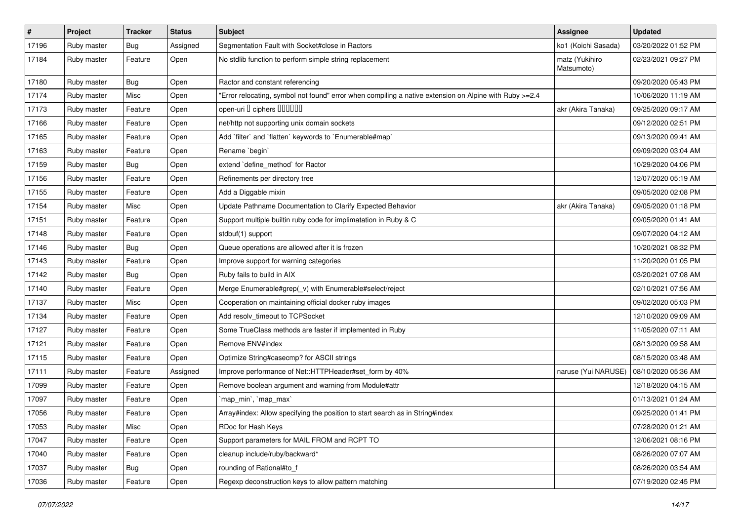| # | Project | Tracker | Status | Subject | Assignee | Updated |
| --- | --- | --- | --- | --- | --- | --- |
| 17196 | Ruby master | Bug | Assigned | Segmentation Fault with Socket#close in Ractors | ko1 (Koichi Sasada) | 03/20/2022 01:52 PM |
| 17184 | Ruby master | Feature | Open | No stdlib function to perform simple string replacement | matz (Yukihiro Matsumoto) | 02/23/2021 09:27 PM |
| 17180 | Ruby master | Bug | Open | Ractor and constant referencing | | 09/20/2020 05:43 PM |
| 17174 | Ruby master | Misc | Open | "Error relocating, symbol not found" error when compiling a native extension on Alpine with Ruby >=2.4 | | 10/06/2020 11:19 AM |
| 17173 | Ruby master | Feature | Open | open-uri � ciphers ������ | akr (Akira Tanaka) | 09/25/2020 09:17 AM |
| 17166 | Ruby master | Feature | Open | net/http not supporting unix domain sockets | | 09/12/2020 02:51 PM |
| 17165 | Ruby master | Feature | Open | Add `filter` and `flatten` keywords to `Enumerable#map` | | 09/13/2020 09:41 AM |
| 17163 | Ruby master | Feature | Open | Rename `begin` | | 09/09/2020 03:04 AM |
| 17159 | Ruby master | Bug | Open | extend `define_method` for Ractor | | 10/29/2020 04:06 PM |
| 17156 | Ruby master | Feature | Open | Refinements per directory tree | | 12/07/2020 05:19 AM |
| 17155 | Ruby master | Feature | Open | Add a Diggable mixin | | 09/05/2020 02:08 PM |
| 17154 | Ruby master | Misc | Open | Update Pathname Documentation to Clarify Expected Behavior | akr (Akira Tanaka) | 09/05/2020 01:18 PM |
| 17151 | Ruby master | Feature | Open | Support multiple builtin ruby code for implimatation in Ruby & C | | 09/05/2020 01:41 AM |
| 17148 | Ruby master | Feature | Open | stdbuf(1) support | | 09/07/2020 04:12 AM |
| 17146 | Ruby master | Bug | Open | Queue operations are allowed after it is frozen | | 10/20/2021 08:32 PM |
| 17143 | Ruby master | Feature | Open | Improve support for warning categories | | 11/20/2020 01:05 PM |
| 17142 | Ruby master | Bug | Open | Ruby fails to build in AIX | | 03/20/2021 07:08 AM |
| 17140 | Ruby master | Feature | Open | Merge Enumerable#grep(_v) with Enumerable#select/reject | | 02/10/2021 07:56 AM |
| 17137 | Ruby master | Misc | Open | Cooperation on maintaining official docker ruby images | | 09/02/2020 05:03 PM |
| 17134 | Ruby master | Feature | Open | Add resolv_timeout to TCPSocket | | 12/10/2020 09:09 AM |
| 17127 | Ruby master | Feature | Open | Some TrueClass methods are faster if implemented in Ruby | | 11/05/2020 07:11 AM |
| 17121 | Ruby master | Feature | Open | Remove ENV#index | | 08/13/2020 09:58 AM |
| 17115 | Ruby master | Feature | Open | Optimize String#casecmp? for ASCII strings | | 08/15/2020 03:48 AM |
| 17111 | Ruby master | Feature | Assigned | Improve performance of Net::HTTPHeader#set_form by 40% | naruse (Yui NARUSE) | 08/10/2020 05:36 AM |
| 17099 | Ruby master | Feature | Open | Remove boolean argument and warning from Module#attr | | 12/18/2020 04:15 AM |
| 17097 | Ruby master | Feature | Open | `map_min`, `map_max` | | 01/13/2021 01:24 AM |
| 17056 | Ruby master | Feature | Open | Array#index: Allow specifying the position to start search as in String#index | | 09/25/2020 01:41 PM |
| 17053 | Ruby master | Misc | Open | RDoc for Hash Keys | | 07/28/2020 01:21 AM |
| 17047 | Ruby master | Feature | Open | Support parameters for MAIL FROM and RCPT TO | | 12/06/2021 08:16 PM |
| 17040 | Ruby master | Feature | Open | cleanup include/ruby/backward* | | 08/26/2020 07:07 AM |
| 17037 | Ruby master | Bug | Open | rounding of Rational#to_f | | 08/26/2020 03:54 AM |
| 17036 | Ruby master | Feature | Open | Regexp deconstruction keys to allow pattern matching | | 07/19/2020 02:45 PM |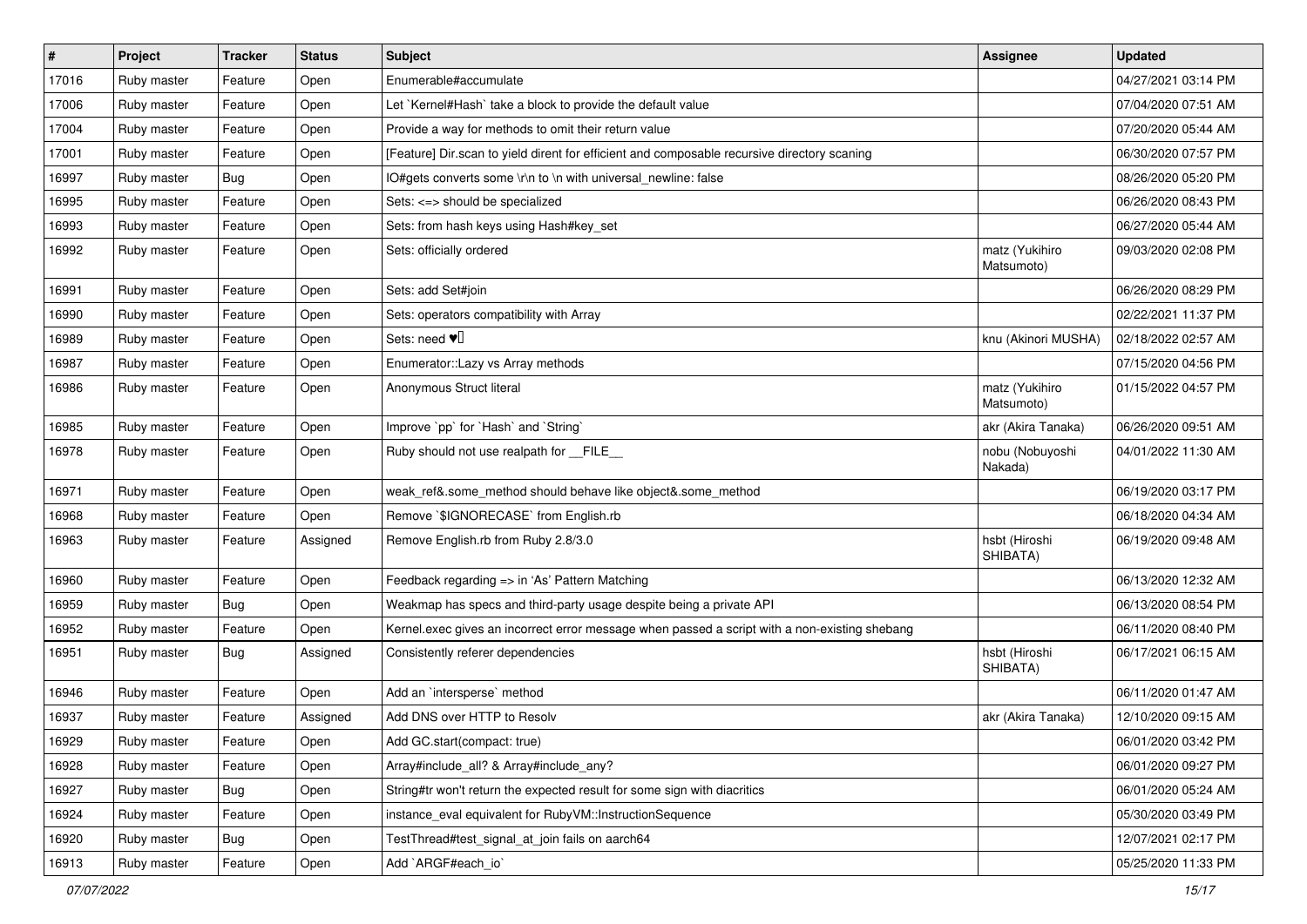| # | Project | Tracker | Status | Subject | Assignee | Updated |
|---|---|---|---|---|---|---|
| 17016 | Ruby master | Feature | Open | Enumerable#accumulate | | 04/27/2021 03:14 PM |
| 17006 | Ruby master | Feature | Open | Let `Kernel#Hash` take a block to provide the default value | | 07/04/2020 07:51 AM |
| 17004 | Ruby master | Feature | Open | Provide a way for methods to omit their return value | | 07/20/2020 05:44 AM |
| 17001 | Ruby master | Feature | Open | [Feature] Dir.scan to yield dirent for efficient and composable recursive directory scaning | | 06/30/2020 07:57 PM |
| 16997 | Ruby master | Bug | Open | IO#gets converts some \r\n to \n with universal_newline: false | | 08/26/2020 05:20 PM |
| 16995 | Ruby master | Feature | Open | Sets: <=> should be specialized | | 06/26/2020 08:43 PM |
| 16993 | Ruby master | Feature | Open | Sets: from hash keys using Hash#key_set | | 06/27/2020 05:44 AM |
| 16992 | Ruby master | Feature | Open | Sets: officially ordered | matz (Yukihiro Matsumoto) | 09/03/2020 02:08 PM |
| 16991 | Ruby master | Feature | Open | Sets: add Set#join | | 06/26/2020 08:29 PM |
| 16990 | Ruby master | Feature | Open | Sets: operators compatibility with Array | | 02/22/2021 11:37 PM |
| 16989 | Ruby master | Feature | Open | Sets: need ♥️ | knu (Akinori MUSHA) | 02/18/2022 02:57 AM |
| 16987 | Ruby master | Feature | Open | Enumerator::Lazy vs Array methods | | 07/15/2020 04:56 PM |
| 16986 | Ruby master | Feature | Open | Anonymous Struct literal | matz (Yukihiro Matsumoto) | 01/15/2022 04:57 PM |
| 16985 | Ruby master | Feature | Open | Improve `pp` for `Hash` and `String` | akr (Akira Tanaka) | 06/26/2020 09:51 AM |
| 16978 | Ruby master | Feature | Open | Ruby should not use realpath for __FILE__ | nobu (Nobuyoshi Nakada) | 04/01/2022 11:30 AM |
| 16971 | Ruby master | Feature | Open | weak_ref&.some_method should behave like object&.some_method | | 06/19/2020 03:17 PM |
| 16968 | Ruby master | Feature | Open | Remove `$IGNORECASE` from English.rb | | 06/18/2020 04:34 AM |
| 16963 | Ruby master | Feature | Assigned | Remove English.rb from Ruby 2.8/3.0 | hsbt (Hiroshi SHIBATA) | 06/19/2020 09:48 AM |
| 16960 | Ruby master | Feature | Open | Feedback regarding => in 'As' Pattern Matching | | 06/13/2020 12:32 AM |
| 16959 | Ruby master | Bug | Open | Weakmap has specs and third-party usage despite being a private API | | 06/13/2020 08:54 PM |
| 16952 | Ruby master | Feature | Open | Kernel.exec gives an incorrect error message when passed a script with a non-existing shebang | | 06/11/2020 08:40 PM |
| 16951 | Ruby master | Bug | Assigned | Consistently referer dependencies | hsbt (Hiroshi SHIBATA) | 06/17/2021 06:15 AM |
| 16946 | Ruby master | Feature | Open | Add an `intersperse` method | | 06/11/2020 01:47 AM |
| 16937 | Ruby master | Feature | Assigned | Add DNS over HTTP to Resolv | akr (Akira Tanaka) | 12/10/2020 09:15 AM |
| 16929 | Ruby master | Feature | Open | Add GC.start(compact: true) | | 06/01/2020 03:42 PM |
| 16928 | Ruby master | Feature | Open | Array#include_all? & Array#include_any? | | 06/01/2020 09:27 PM |
| 16927 | Ruby master | Bug | Open | String#tr won't return the expected result for some sign with diacritics | | 06/01/2020 05:24 AM |
| 16924 | Ruby master | Feature | Open | instance_eval equivalent for RubyVM::InstructionSequence | | 05/30/2020 03:49 PM |
| 16920 | Ruby master | Bug | Open | TestThread#test_signal_at_join fails on aarch64 | | 12/07/2021 02:17 PM |
| 16913 | Ruby master | Feature | Open | Add `ARGF#each_io` | | 05/25/2020 11:33 PM |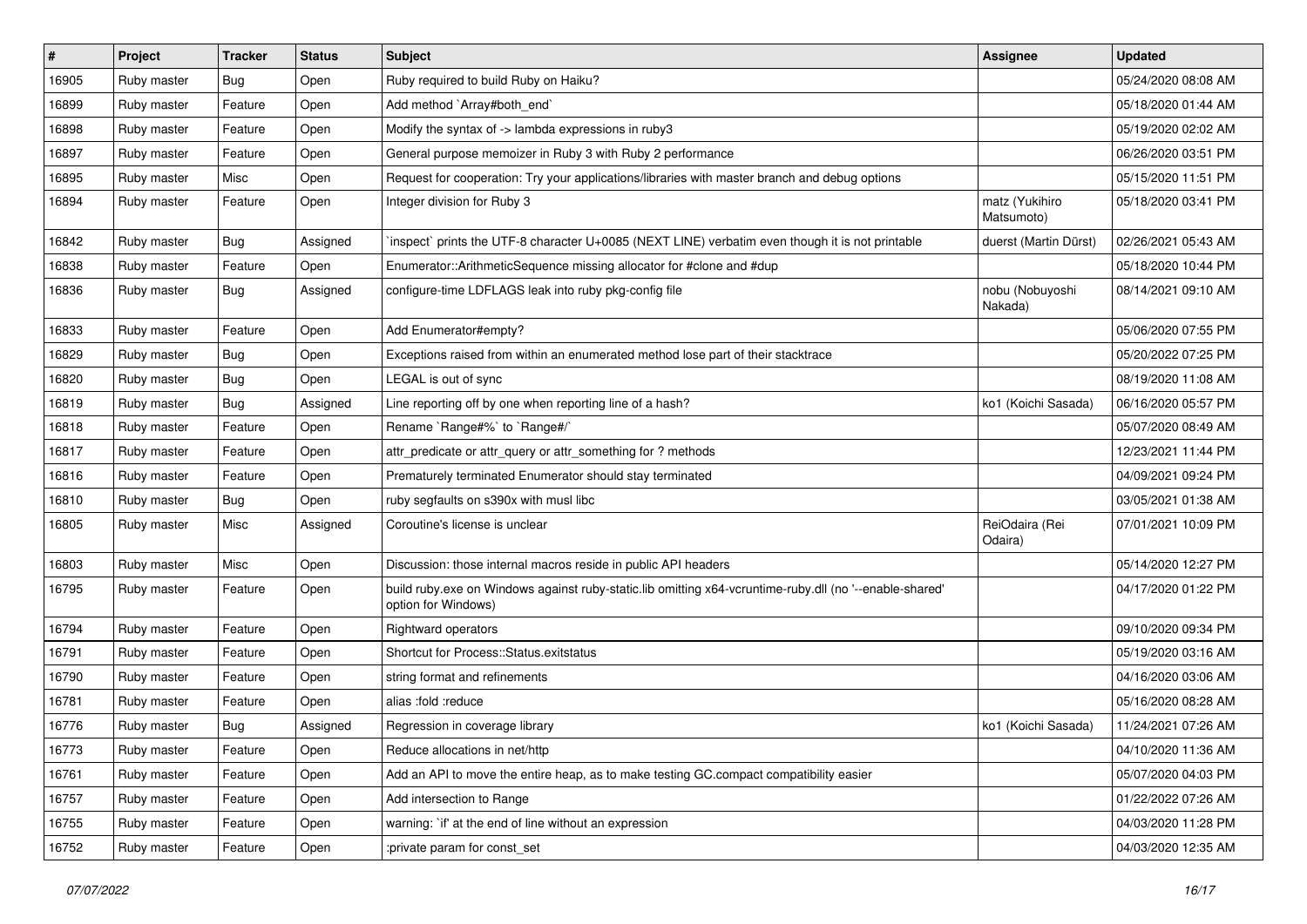| # | Project | Tracker | Status | Subject | Assignee | Updated |
|---|---|---|---|---|---|---|
| 16905 | Ruby master | Bug | Open | Ruby required to build Ruby on Haiku? | | 05/24/2020 08:08 AM |
| 16899 | Ruby master | Feature | Open | Add method `Array#both_end` | | 05/18/2020 01:44 AM |
| 16898 | Ruby master | Feature | Open | Modify the syntax of -> lambda expressions in ruby3 | | 05/19/2020 02:02 AM |
| 16897 | Ruby master | Feature | Open | General purpose memoizer in Ruby 3 with Ruby 2 performance | | 06/26/2020 03:51 PM |
| 16895 | Ruby master | Misc | Open | Request for cooperation: Try your applications/libraries with master branch and debug options | | 05/15/2020 11:51 PM |
| 16894 | Ruby master | Feature | Open | Integer division for Ruby 3 | matz (Yukihiro Matsumoto) | 05/18/2020 03:41 PM |
| 16842 | Ruby master | Bug | Assigned | `inspect` prints the UTF-8 character U+0085 (NEXT LINE) verbatim even though it is not printable | duerst (Martin Dürst) | 02/26/2021 05:43 AM |
| 16838 | Ruby master | Feature | Open | Enumerator::ArithmeticSequence missing allocator for #clone and #dup | | 05/18/2020 10:44 PM |
| 16836 | Ruby master | Bug | Assigned | configure-time LDFLAGS leak into ruby pkg-config file | nobu (Nobuyoshi Nakada) | 08/14/2021 09:10 AM |
| 16833 | Ruby master | Feature | Open | Add Enumerator#empty? | | 05/06/2020 07:55 PM |
| 16829 | Ruby master | Bug | Open | Exceptions raised from within an enumerated method lose part of their stacktrace | | 05/20/2022 07:25 PM |
| 16820 | Ruby master | Bug | Open | LEGAL is out of sync | | 08/19/2020 11:08 AM |
| 16819 | Ruby master | Bug | Assigned | Line reporting off by one when reporting line of a hash? | ko1 (Koichi Sasada) | 06/16/2020 05:57 PM |
| 16818 | Ruby master | Feature | Open | Rename `Range#%` to `Range#/` | | 05/07/2020 08:49 AM |
| 16817 | Ruby master | Feature | Open | attr_predicate or attr_query or attr_something for ? methods | | 12/23/2021 11:44 PM |
| 16816 | Ruby master | Feature | Open | Prematurely terminated Enumerator should stay terminated | | 04/09/2021 09:24 PM |
| 16810 | Ruby master | Bug | Open | ruby segfaults on s390x with musl libc | | 03/05/2021 01:38 AM |
| 16805 | Ruby master | Misc | Assigned | Coroutine's license is unclear | ReiOdaira (Rei Odaira) | 07/01/2021 10:09 PM |
| 16803 | Ruby master | Misc | Open | Discussion: those internal macros reside in public API headers | | 05/14/2020 12:27 PM |
| 16795 | Ruby master | Feature | Open | build ruby.exe on Windows against ruby-static.lib omitting x64-vcruntime-ruby.dll (no '--enable-shared' option for Windows) | | 04/17/2020 01:22 PM |
| 16794 | Ruby master | Feature | Open | Rightward operators | | 09/10/2020 09:34 PM |
| 16791 | Ruby master | Feature | Open | Shortcut for Process::Status.exitstatus | | 05/19/2020 03:16 AM |
| 16790 | Ruby master | Feature | Open | string format and refinements | | 04/16/2020 03:06 AM |
| 16781 | Ruby master | Feature | Open | alias :fold :reduce | | 05/16/2020 08:28 AM |
| 16776 | Ruby master | Bug | Assigned | Regression in coverage library | ko1 (Koichi Sasada) | 11/24/2021 07:26 AM |
| 16773 | Ruby master | Feature | Open | Reduce allocations in net/http | | 04/10/2020 11:36 AM |
| 16761 | Ruby master | Feature | Open | Add an API to move the entire heap, as to make testing GC.compact compatibility easier | | 05/07/2020 04:03 PM |
| 16757 | Ruby master | Feature | Open | Add intersection to Range | | 01/22/2022 07:26 AM |
| 16755 | Ruby master | Feature | Open | warning: `if' at the end of line without an expression | | 04/03/2020 11:28 PM |
| 16752 | Ruby master | Feature | Open | :private param for const_set | | 04/03/2020 12:35 AM |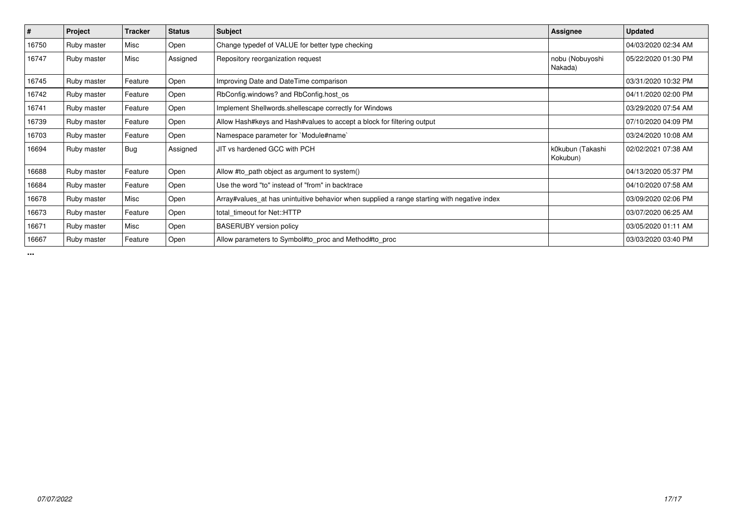| # | Project | Tracker | Status | Subject | Assignee | Updated |
| --- | --- | --- | --- | --- | --- | --- |
| 16750 | Ruby master | Misc | Open | Change typedef of VALUE for better type checking | | 04/03/2020 02:34 AM |
| 16747 | Ruby master | Misc | Assigned | Repository reorganization request | nobu (Nobuyoshi Nakada) | 05/22/2020 01:30 PM |
| 16745 | Ruby master | Feature | Open | Improving Date and DateTime comparison | | 03/31/2020 10:32 PM |
| 16742 | Ruby master | Feature | Open | RbConfig.windows? and RbConfig.host_os | | 04/11/2020 02:00 PM |
| 16741 | Ruby master | Feature | Open | Implement Shellwords.shellescape correctly for Windows | | 03/29/2020 07:54 AM |
| 16739 | Ruby master | Feature | Open | Allow Hash#keys and Hash#values to accept a block for filtering output | | 07/10/2020 04:09 PM |
| 16703 | Ruby master | Feature | Open | Namespace parameter for `Module#name` | | 03/24/2020 10:08 AM |
| 16694 | Ruby master | Bug | Assigned | JIT vs hardened GCC with PCH | k0kubun (Takashi Kokubun) | 02/02/2021 07:38 AM |
| 16688 | Ruby master | Feature | Open | Allow #to_path object as argument to system() | | 04/13/2020 05:37 PM |
| 16684 | Ruby master | Feature | Open | Use the word "to" instead of "from" in backtrace | | 04/10/2020 07:58 AM |
| 16678 | Ruby master | Misc | Open | Array#values_at has unintuitive behavior when supplied a range starting with negative index | | 03/09/2020 02:06 PM |
| 16673 | Ruby master | Feature | Open | total_timeout for Net::HTTP | | 03/07/2020 06:25 AM |
| 16671 | Ruby master | Misc | Open | BASERUBY version policy | | 03/05/2020 01:11 AM |
| 16667 | Ruby master | Feature | Open | Allow parameters to Symbol#to_proc and Method#to_proc | | 03/03/2020 03:40 PM |

...